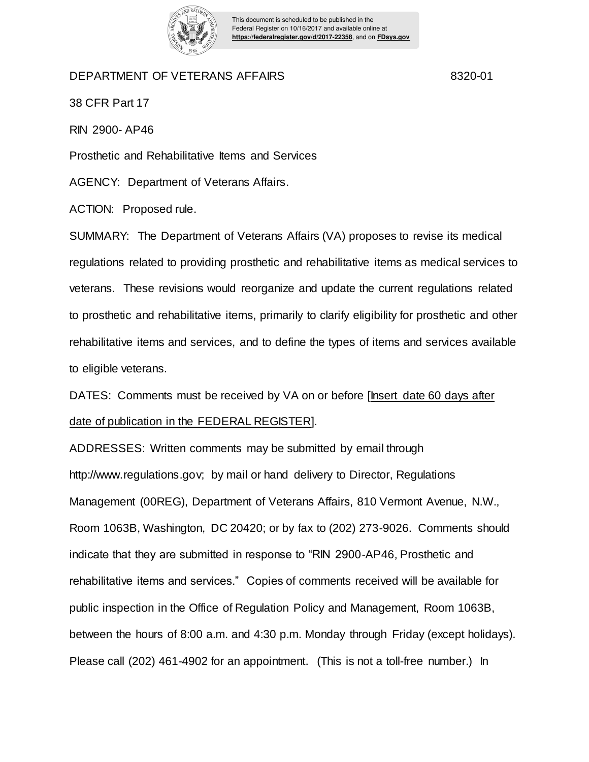This document is scheduled to be published in the Federal Register on 10/16/2017 and available online at **https://federalregister.gov/d/2017-22358**, and on **FDsys.gov**

DEPARTMENT OF VETERANS AFFAIRS 8320-01

38 CFR Part 17

RIN 2900- AP46

Prosthetic and Rehabilitative Items and Services

AGENCY: Department of Veterans Affairs.

ACTION: Proposed rule.

SUMMARY: The Department of Veterans Affairs (VA) proposes to revise its medical regulations related to providing prosthetic and rehabilitative items as medical services to veterans. These revisions would reorganize and update the current regulations related to prosthetic and rehabilitative items, primarily to clarify eligibility for prosthetic and other rehabilitative items and services, and to define the types of items and services available to eligible veterans.

DATES: Comments must be received by VA on or before [Insert date 60 days after date of publication in the FEDERAL REGISTER].

ADDRESSES: Written comments may be submitted by email through http://www.regulations.gov; by mail or hand delivery to Director, Regulations Management (00REG), Department of Veterans Affairs, 810 Vermont Avenue, N.W., Room 1063B, Washington, DC 20420; or by fax to (202) 273-9026. Comments should indicate that they are submitted in response to "RIN 2900-AP46, Prosthetic and rehabilitative items and services." Copies of comments received will be available for public inspection in the Office of Regulation Policy and Management, Room 1063B, between the hours of 8:00 a.m. and 4:30 p.m. Monday through Friday (except holidays). Please call (202) 461-4902 for an appointment. (This is not a toll-free number.) In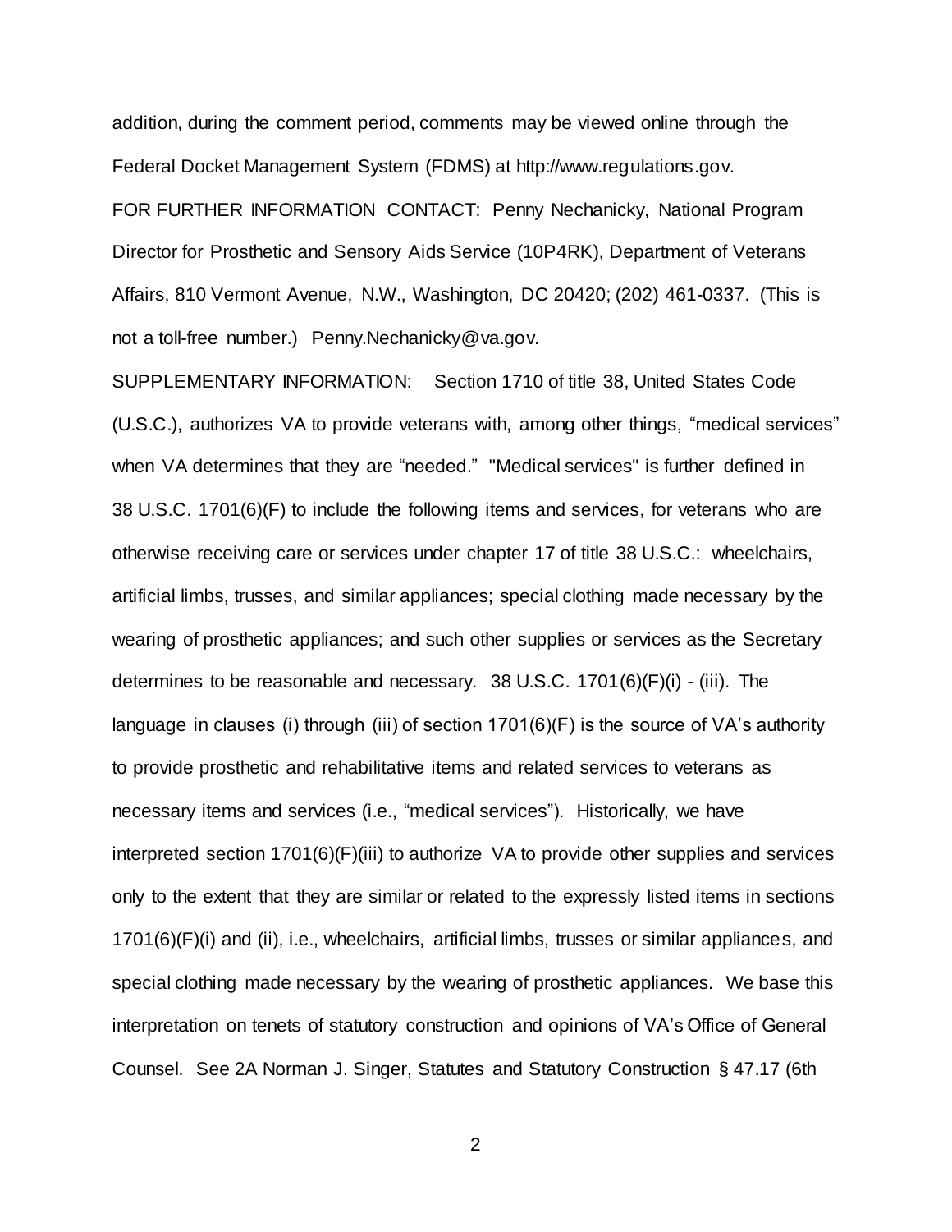addition, during the comment period, comments may be viewed online through the Federal Docket Management System (FDMS) at http://www.regulations.gov.

FOR FURTHER INFORMATION CONTACT: Penny Nechanicky, National Program Director for Prosthetic and Sensory Aids Service (10P4RK), Department of Veterans Affairs, 810 Vermont Avenue, N.W., Washington, DC 20420; (202) 461-0337. (This is not a toll-free number.) Penny.Nechanicky@va.gov.

SUPPLEMENTARY INFORMATION: Section 1710 of title 38, United States Code (U.S.C.), authorizes VA to provide veterans with, among other things, "medical services" when VA determines that they are "needed." "Medical services" is further defined in 38 U.S.C. 1701(6)(F) to include the following items and services, for veterans who are otherwise receiving care or services under chapter 17 of title 38 U.S.C.: wheelchairs, artificial limbs, trusses, and similar appliances; special clothing made necessary by the wearing of prosthetic appliances; and such other supplies or services as the Secretary determines to be reasonable and necessary. 38 U.S.C. 1701(6)(F)(i) - (iii). The language in clauses (i) through (iii) of section 1701(6)(F) is the source of VA's authority to provide prosthetic and rehabilitative items and related services to veterans as necessary items and services (i.e., "medical services"). Historically, we have interpreted section 1701(6)(F)(iii) to authorize VA to provide other supplies and services only to the extent that they are similar or related to the expressly listed items in sections 1701(6)(F)(i) and (ii), i.e., wheelchairs, artificial limbs, trusses or similar appliances, and special clothing made necessary by the wearing of prosthetic appliances. We base this interpretation on tenets of statutory construction and opinions of VA's Office of General Counsel. See 2A Norman J. Singer, Statutes and Statutory Construction § 47.17 (6th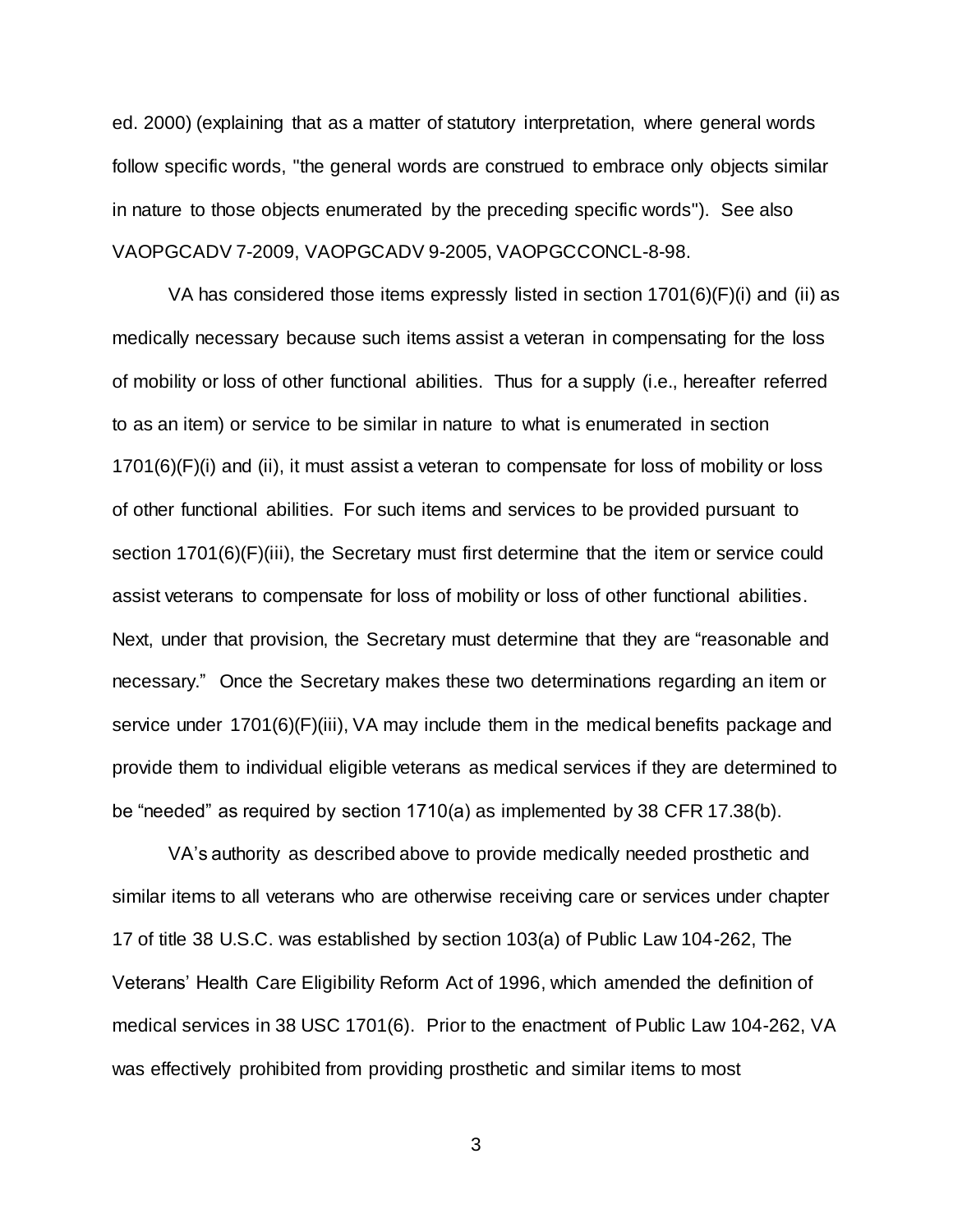ed. 2000) (explaining that as a matter of statutory interpretation, where general words follow specific words, "the general words are construed to embrace only objects similar in nature to those objects enumerated by the preceding specific words"). See also VAOPGCADV 7-2009, VAOPGCADV 9-2005, VAOPGCCONCL-8-98.

VA has considered those items expressly listed in section 1701(6)(F)(i) and (ii) as medically necessary because such items assist a veteran in compensating for the loss of mobility or loss of other functional abilities. Thus for a supply (i.e., hereafter referred to as an item) or service to be similar in nature to what is enumerated in section 1701(6)(F)(i) and (ii), it must assist a veteran to compensate for loss of mobility or loss of other functional abilities. For such items and services to be provided pursuant to section 1701(6)(F)(iii), the Secretary must first determine that the item or service could assist veterans to compensate for loss of mobility or loss of other functional abilities. Next, under that provision, the Secretary must determine that they are "reasonable and necessary." Once the Secretary makes these two determinations regarding an item or service under 1701(6)(F)(iii), VA may include them in the medical benefits package and provide them to individual eligible veterans as medical services if they are determined to be "needed" as required by section 1710(a) as implemented by 38 CFR 17.38(b).

VA's authority as described above to provide medically needed prosthetic and similar items to all veterans who are otherwise receiving care or services under chapter 17 of title 38 U.S.C. was established by section 103(a) of Public Law 104-262, The Veterans' Health Care Eligibility Reform Act of 1996, which amended the definition of medical services in 38 USC 1701(6). Prior to the enactment of Public Law 104-262, VA was effectively prohibited from providing prosthetic and similar items to most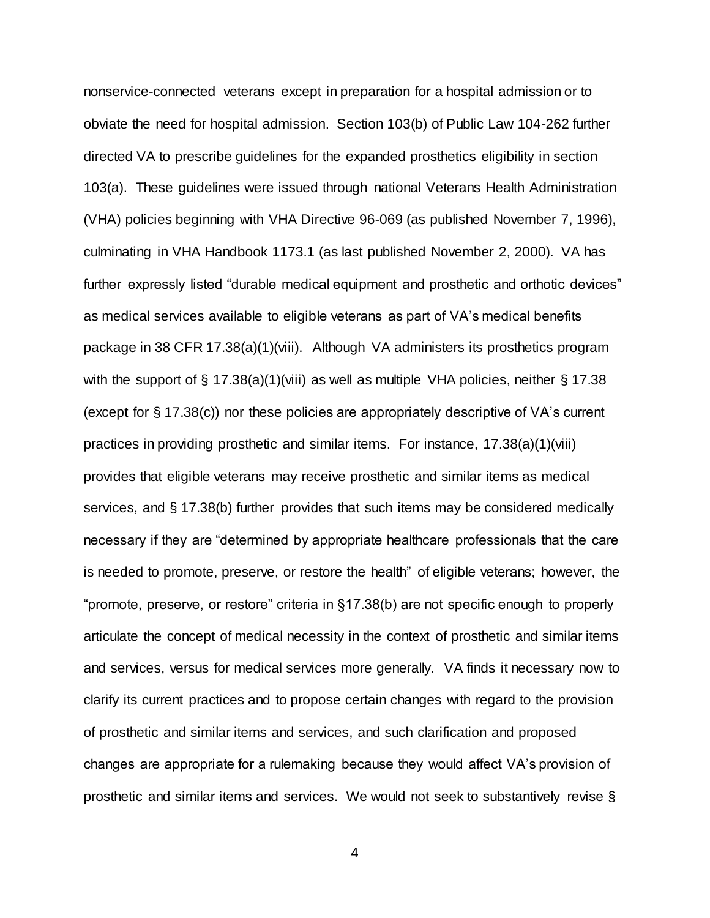nonservice-connected veterans except in preparation for a hospital admission or to obviate the need for hospital admission. Section 103(b) of Public Law 104-262 further directed VA to prescribe guidelines for the expanded prosthetics eligibility in section 103(a). These guidelines were issued through national Veterans Health Administration (VHA) policies beginning with VHA Directive 96-069 (as published November 7, 1996), culminating in VHA Handbook 1173.1 (as last published November 2, 2000). VA has further expressly listed "durable medical equipment and prosthetic and orthotic devices" as medical services available to eligible veterans as part of VA's medical benefits package in 38 CFR 17.38(a)(1)(viii). Although VA administers its prosthetics program with the support of § 17.38(a)(1)(viii) as well as multiple VHA policies, neither § 17.38 (except for § 17.38(c)) nor these policies are appropriately descriptive of VA's current practices in providing prosthetic and similar items. For instance, 17.38(a)(1)(viii) provides that eligible veterans may receive prosthetic and similar items as medical services, and § 17.38(b) further provides that such items may be considered medically necessary if they are "determined by appropriate healthcare professionals that the care is needed to promote, preserve, or restore the health" of eligible veterans; however, the "promote, preserve, or restore" criteria in §17.38(b) are not specific enough to properly articulate the concept of medical necessity in the context of prosthetic and similar items and services, versus for medical services more generally. VA finds it necessary now to clarify its current practices and to propose certain changes with regard to the provision of prosthetic and similar items and services, and such clarification and proposed changes are appropriate for a rulemaking because they would affect VA's provision of prosthetic and similar items and services. We would not seek to substantively revise §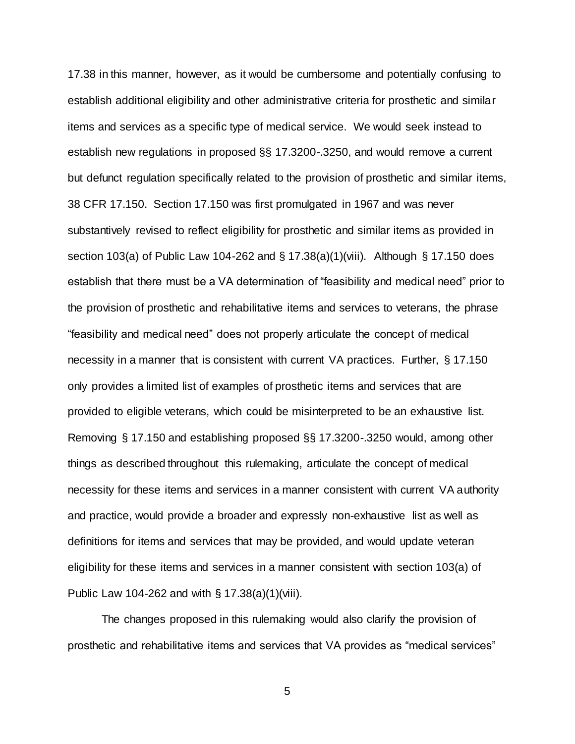17.38 in this manner, however, as it would be cumbersome and potentially confusing to establish additional eligibility and other administrative criteria for prosthetic and similar items and services as a specific type of medical service. We would seek instead to establish new regulations in proposed §§ 17.3200-.3250, and would remove a current but defunct regulation specifically related to the provision of prosthetic and similar items, 38 CFR 17.150. Section 17.150 was first promulgated in 1967 and was never substantively revised to reflect eligibility for prosthetic and similar items as provided in section 103(a) of Public Law 104-262 and § 17.38(a)(1)(viii). Although § 17.150 does establish that there must be a VA determination of "feasibility and medical need" prior to the provision of prosthetic and rehabilitative items and services to veterans, the phrase "feasibility and medical need" does not properly articulate the concept of medical necessity in a manner that is consistent with current VA practices. Further, § 17.150 only provides a limited list of examples of prosthetic items and services that are provided to eligible veterans, which could be misinterpreted to be an exhaustive list. Removing § 17.150 and establishing proposed §§ 17.3200-.3250 would, among other things as described throughout this rulemaking, articulate the concept of medical necessity for these items and services in a manner consistent with current VA authority and practice, would provide a broader and expressly non-exhaustive list as well as definitions for items and services that may be provided, and would update veteran eligibility for these items and services in a manner consistent with section 103(a) of Public Law 104-262 and with § 17.38(a)(1)(viii).

The changes proposed in this rulemaking would also clarify the provision of prosthetic and rehabilitative items and services that VA provides as "medical services"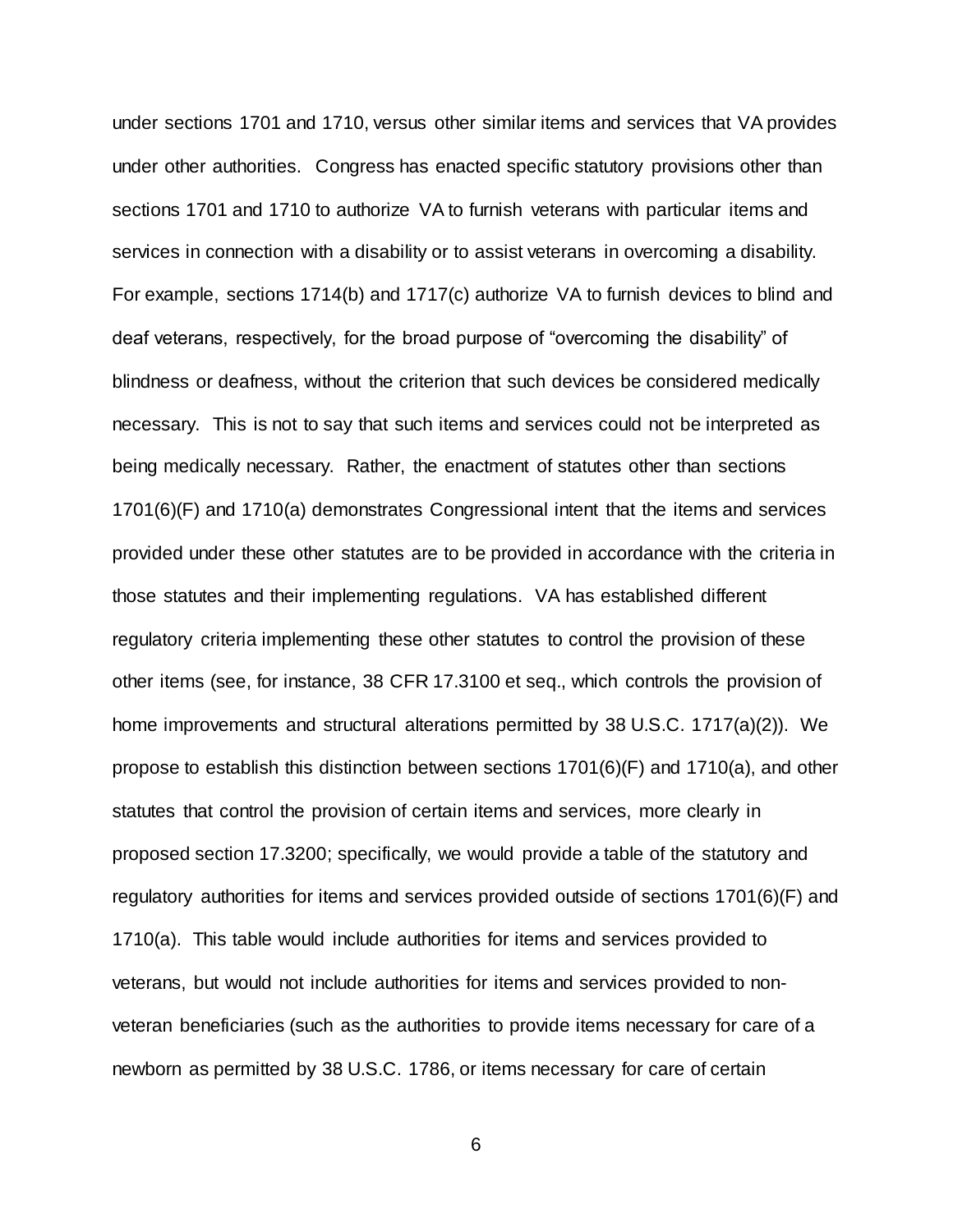under sections 1701 and 1710, versus other similar items and services that VA provides under other authorities. Congress has enacted specific statutory provisions other than sections 1701 and 1710 to authorize VA to furnish veterans with particular items and services in connection with a disability or to assist veterans in overcoming a disability. For example, sections 1714(b) and 1717(c) authorize VA to furnish devices to blind and deaf veterans, respectively, for the broad purpose of "overcoming the disability" of blindness or deafness, without the criterion that such devices be considered medically necessary. This is not to say that such items and services could not be interpreted as being medically necessary. Rather, the enactment of statutes other than sections 1701(6)(F) and 1710(a) demonstrates Congressional intent that the items and services provided under these other statutes are to be provided in accordance with the criteria in those statutes and their implementing regulations. VA has established different regulatory criteria implementing these other statutes to control the provision of these other items (see, for instance, 38 CFR 17.3100 et seq., which controls the provision of home improvements and structural alterations permitted by 38 U.S.C. 1717(a)(2)). We propose to establish this distinction between sections 1701(6)(F) and 1710(a), and other statutes that control the provision of certain items and services, more clearly in proposed section 17.3200; specifically, we would provide a table of the statutory and regulatory authorities for items and services provided outside of sections 1701(6)(F) and 1710(a). This table would include authorities for items and services provided to veterans, but would not include authorities for items and services provided to non-veteran beneficiaries (such as the authorities to provide items necessary for care of a newborn as permitted by 38 U.S.C. 1786, or items necessary for care of certain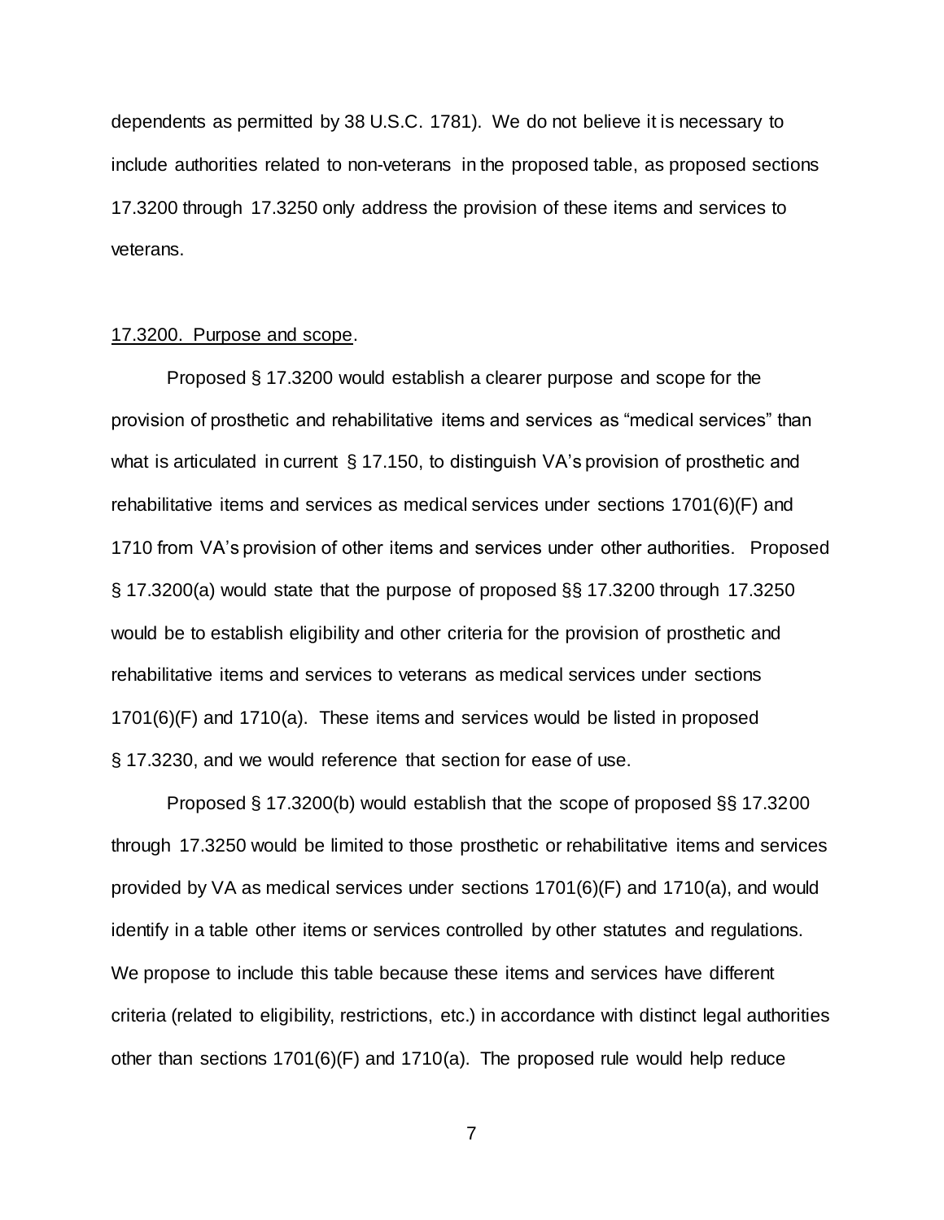dependents as permitted by 38 U.S.C. 1781). We do not believe it is necessary to include authorities related to non-veterans in the proposed table, as proposed sections 17.3200 through 17.3250 only address the provision of these items and services to veterans.

17.3200. Purpose and scope.

Proposed § 17.3200 would establish a clearer purpose and scope for the provision of prosthetic and rehabilitative items and services as "medical services" than what is articulated in current § 17.150, to distinguish VA's provision of prosthetic and rehabilitative items and services as medical services under sections 1701(6)(F) and 1710 from VA's provision of other items and services under other authorities. Proposed § 17.3200(a) would state that the purpose of proposed §§ 17.3200 through 17.3250 would be to establish eligibility and other criteria for the provision of prosthetic and rehabilitative items and services to veterans as medical services under sections 1701(6)(F) and 1710(a). These items and services would be listed in proposed § 17.3230, and we would reference that section for ease of use.

Proposed § 17.3200(b) would establish that the scope of proposed §§ 17.3200 through 17.3250 would be limited to those prosthetic or rehabilitative items and services provided by VA as medical services under sections 1701(6)(F) and 1710(a), and would identify in a table other items or services controlled by other statutes and regulations. We propose to include this table because these items and services have different criteria (related to eligibility, restrictions, etc.) in accordance with distinct legal authorities other than sections 1701(6)(F) and 1710(a). The proposed rule would help reduce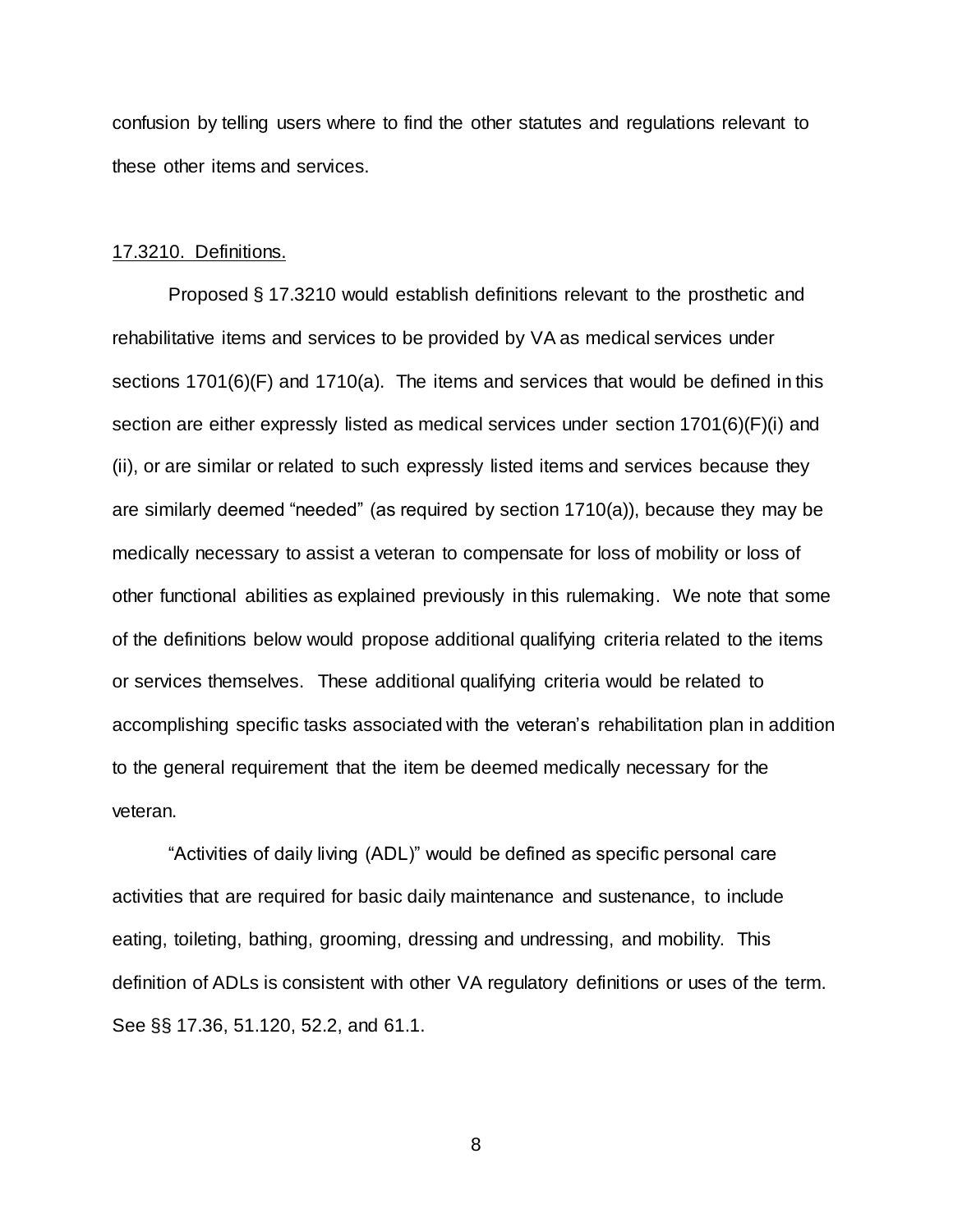confusion by telling users where to find the other statutes and regulations relevant to these other items and services.

17.3210. Definitions.

Proposed § 17.3210 would establish definitions relevant to the prosthetic and rehabilitative items and services to be provided by VA as medical services under sections 1701(6)(F) and 1710(a). The items and services that would be defined in this section are either expressly listed as medical services under section 1701(6)(F)(i) and (ii), or are similar or related to such expressly listed items and services because they are similarly deemed "needed" (as required by section 1710(a)), because they may be medically necessary to assist a veteran to compensate for loss of mobility or loss of other functional abilities as explained previously in this rulemaking. We note that some of the definitions below would propose additional qualifying criteria related to the items or services themselves. These additional qualifying criteria would be related to accomplishing specific tasks associated with the veteran's rehabilitation plan in addition to the general requirement that the item be deemed medically necessary for the veteran.

"Activities of daily living (ADL)" would be defined as specific personal care activities that are required for basic daily maintenance and sustenance, to include eating, toileting, bathing, grooming, dressing and undressing, and mobility. This definition of ADLs is consistent with other VA regulatory definitions or uses of the term. See §§ 17.36, 51.120, 52.2, and 61.1.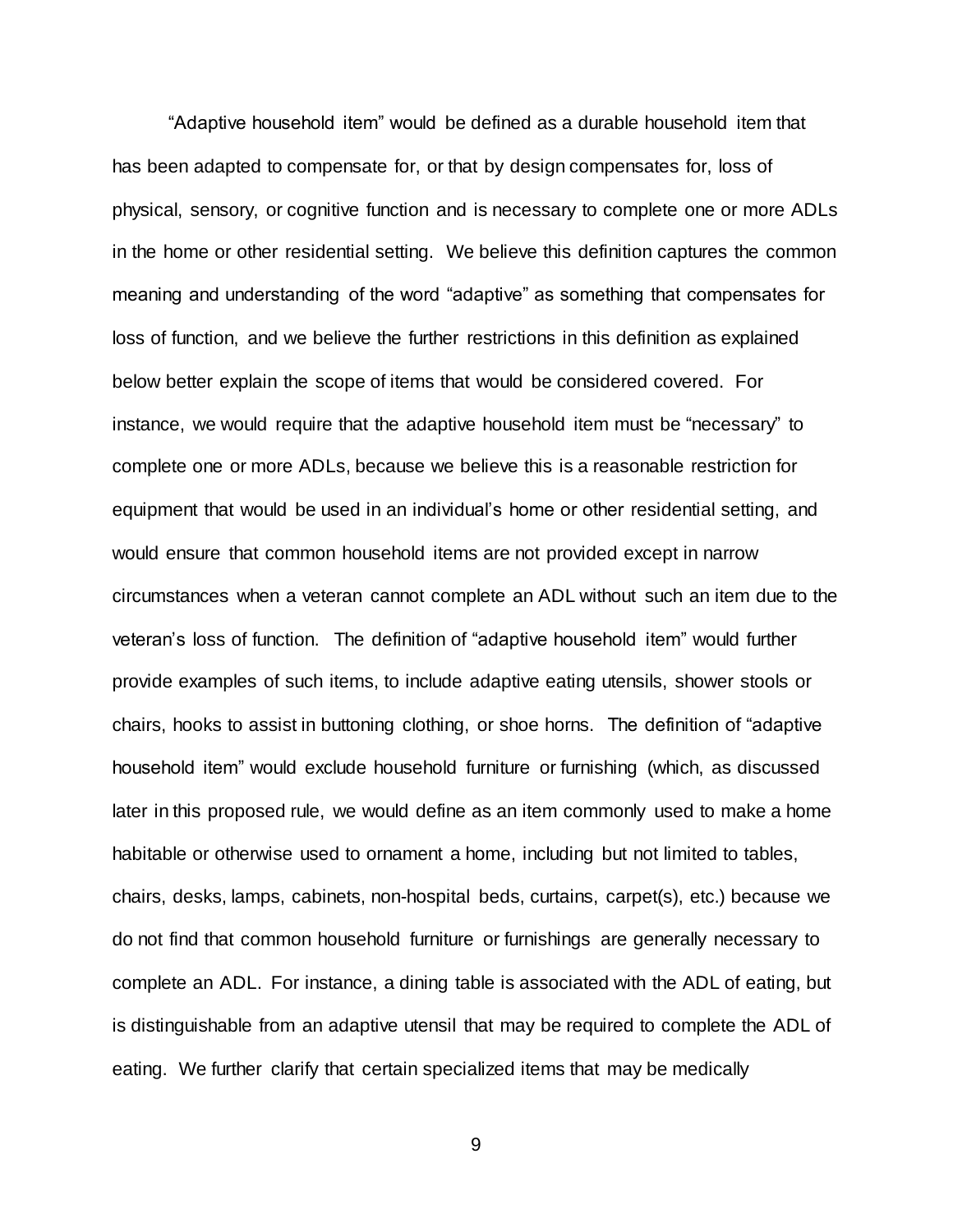"Adaptive household item" would be defined as a durable household item that has been adapted to compensate for, or that by design compensates for, loss of physical, sensory, or cognitive function and is necessary to complete one or more ADLs in the home or other residential setting. We believe this definition captures the common meaning and understanding of the word "adaptive" as something that compensates for loss of function, and we believe the further restrictions in this definition as explained below better explain the scope of items that would be considered covered. For instance, we would require that the adaptive household item must be "necessary" to complete one or more ADLs, because we believe this is a reasonable restriction for equipment that would be used in an individual's home or other residential setting, and would ensure that common household items are not provided except in narrow circumstances when a veteran cannot complete an ADL without such an item due to the veteran's loss of function. The definition of "adaptive household item" would further provide examples of such items, to include adaptive eating utensils, shower stools or chairs, hooks to assist in buttoning clothing, or shoe horns. The definition of "adaptive household item" would exclude household furniture or furnishing (which, as discussed later in this proposed rule, we would define as an item commonly used to make a home habitable or otherwise used to ornament a home, including but not limited to tables, chairs, desks, lamps, cabinets, non-hospital beds, curtains, carpet(s), etc.) because we do not find that common household furniture or furnishings are generally necessary to complete an ADL. For instance, a dining table is associated with the ADL of eating, but is distinguishable from an adaptive utensil that may be required to complete the ADL of eating. We further clarify that certain specialized items that may be medically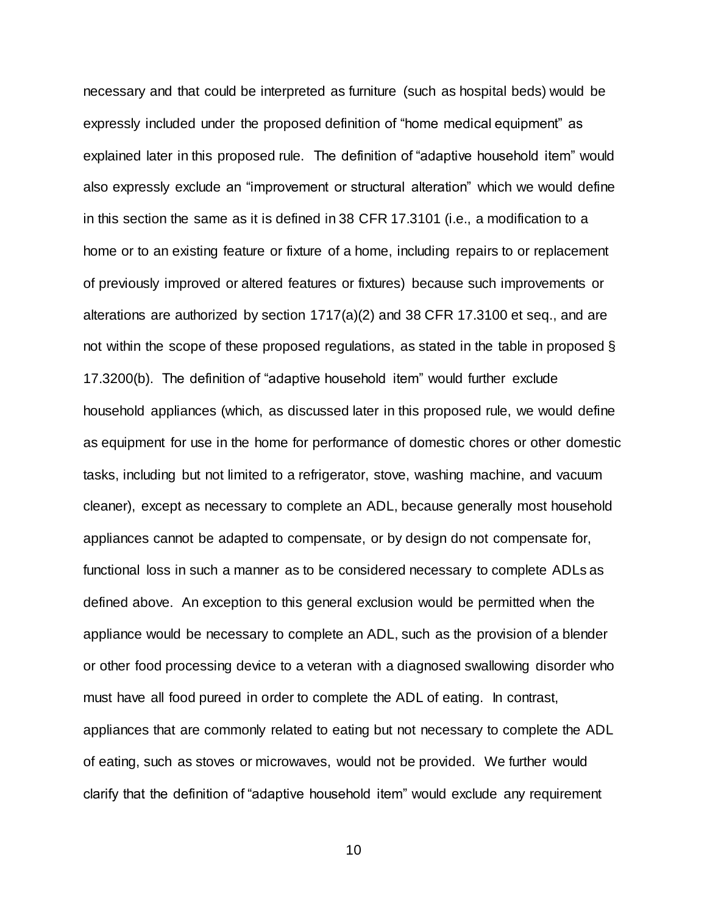necessary and that could be interpreted as furniture (such as hospital beds) would be expressly included under the proposed definition of "home medical equipment" as explained later in this proposed rule. The definition of "adaptive household item" would also expressly exclude an "improvement or structural alteration" which we would define in this section the same as it is defined in 38 CFR 17.3101 (i.e., a modification to a home or to an existing feature or fixture of a home, including repairs to or replacement of previously improved or altered features or fixtures) because such improvements or alterations are authorized by section 1717(a)(2) and 38 CFR 17.3100 et seq., and are not within the scope of these proposed regulations, as stated in the table in proposed § 17.3200(b). The definition of "adaptive household item" would further exclude household appliances (which, as discussed later in this proposed rule, we would define as equipment for use in the home for performance of domestic chores or other domestic tasks, including but not limited to a refrigerator, stove, washing machine, and vacuum cleaner), except as necessary to complete an ADL, because generally most household appliances cannot be adapted to compensate, or by design do not compensate for, functional loss in such a manner as to be considered necessary to complete ADLs as defined above. An exception to this general exclusion would be permitted when the appliance would be necessary to complete an ADL, such as the provision of a blender or other food processing device to a veteran with a diagnosed swallowing disorder who must have all food pureed in order to complete the ADL of eating. In contrast, appliances that are commonly related to eating but not necessary to complete the ADL of eating, such as stoves or microwaves, would not be provided. We further would clarify that the definition of "adaptive household item" would exclude any requirement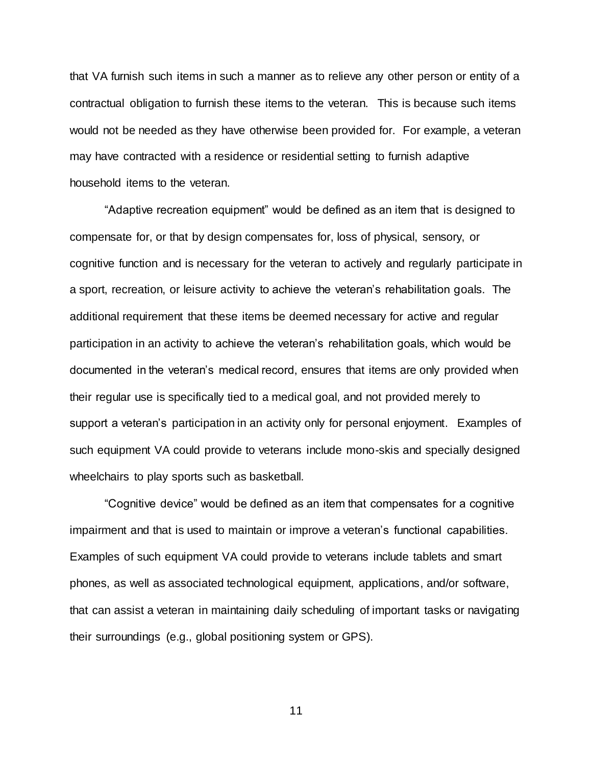that VA furnish such items in such a manner as to relieve any other person or entity of a contractual obligation to furnish these items to the veteran. This is because such items would not be needed as they have otherwise been provided for. For example, a veteran may have contracted with a residence or residential setting to furnish adaptive household items to the veteran.

"Adaptive recreation equipment" would be defined as an item that is designed to compensate for, or that by design compensates for, loss of physical, sensory, or cognitive function and is necessary for the veteran to actively and regularly participate in a sport, recreation, or leisure activity to achieve the veteran's rehabilitation goals. The additional requirement that these items be deemed necessary for active and regular participation in an activity to achieve the veteran's rehabilitation goals, which would be documented in the veteran's medical record, ensures that items are only provided when their regular use is specifically tied to a medical goal, and not provided merely to support a veteran's participation in an activity only for personal enjoyment. Examples of such equipment VA could provide to veterans include mono-skis and specially designed wheelchairs to play sports such as basketball.

"Cognitive device" would be defined as an item that compensates for a cognitive impairment and that is used to maintain or improve a veteran's functional capabilities. Examples of such equipment VA could provide to veterans include tablets and smart phones, as well as associated technological equipment, applications, and/or software, that can assist a veteran in maintaining daily scheduling of important tasks or navigating their surroundings (e.g., global positioning system or GPS).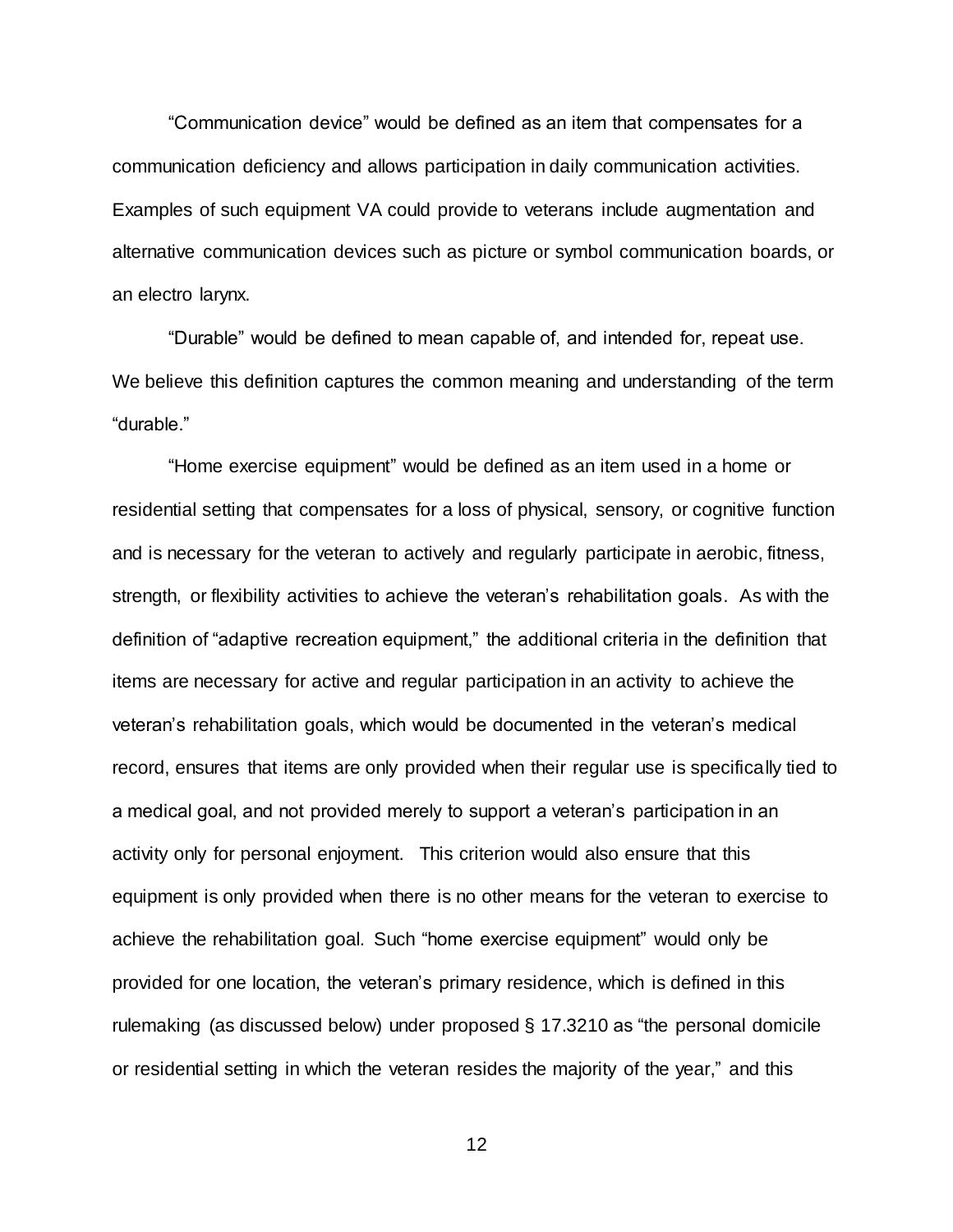"Communication device" would be defined as an item that compensates for a communication deficiency and allows participation in daily communication activities. Examples of such equipment VA could provide to veterans include augmentation and alternative communication devices such as picture or symbol communication boards, or an electro larynx.

"Durable" would be defined to mean capable of, and intended for, repeat use. We believe this definition captures the common meaning and understanding of the term "durable."

"Home exercise equipment" would be defined as an item used in a home or residential setting that compensates for a loss of physical, sensory, or cognitive function and is necessary for the veteran to actively and regularly participate in aerobic, fitness, strength, or flexibility activities to achieve the veteran's rehabilitation goals. As with the definition of "adaptive recreation equipment," the additional criteria in the definition that items are necessary for active and regular participation in an activity to achieve the veteran's rehabilitation goals, which would be documented in the veteran's medical record, ensures that items are only provided when their regular use is specifically tied to a medical goal, and not provided merely to support a veteran's participation in an activity only for personal enjoyment. This criterion would also ensure that this equipment is only provided when there is no other means for the veteran to exercise to achieve the rehabilitation goal. Such "home exercise equipment" would only be provided for one location, the veteran's primary residence, which is defined in this rulemaking (as discussed below) under proposed § 17.3210 as "the personal domicile or residential setting in which the veteran resides the majority of the year," and this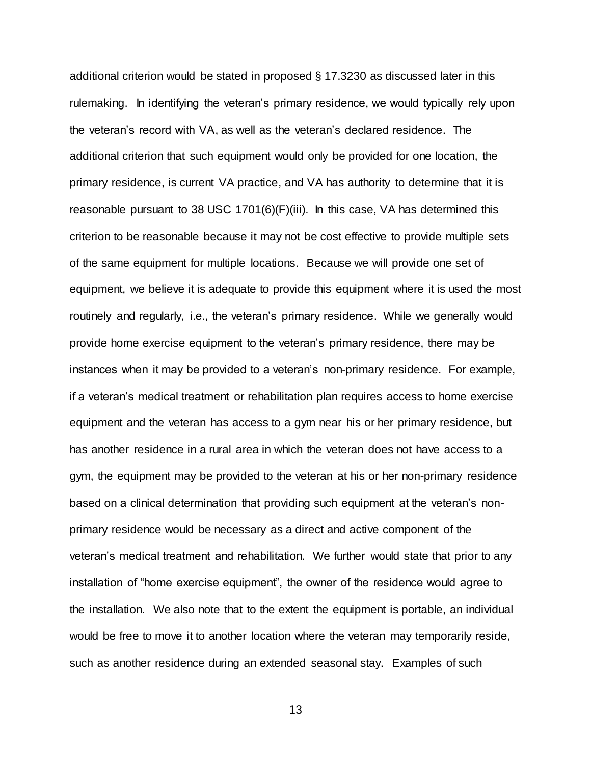additional criterion would be stated in proposed § 17.3230 as discussed later in this rulemaking. In identifying the veteran's primary residence, we would typically rely upon the veteran's record with VA, as well as the veteran's declared residence. The additional criterion that such equipment would only be provided for one location, the primary residence, is current VA practice, and VA has authority to determine that it is reasonable pursuant to 38 USC 1701(6)(F)(iii). In this case, VA has determined this criterion to be reasonable because it may not be cost effective to provide multiple sets of the same equipment for multiple locations. Because we will provide one set of equipment, we believe it is adequate to provide this equipment where it is used the most routinely and regularly, i.e., the veteran's primary residence. While we generally would provide home exercise equipment to the veteran's primary residence, there may be instances when it may be provided to a veteran's non-primary residence. For example, if a veteran's medical treatment or rehabilitation plan requires access to home exercise equipment and the veteran has access to a gym near his or her primary residence, but has another residence in a rural area in which the veteran does not have access to a gym, the equipment may be provided to the veteran at his or her non-primary residence based on a clinical determination that providing such equipment at the veteran's non-primary residence would be necessary as a direct and active component of the veteran's medical treatment and rehabilitation. We further would state that prior to any installation of "home exercise equipment", the owner of the residence would agree to the installation. We also note that to the extent the equipment is portable, an individual would be free to move it to another location where the veteran may temporarily reside, such as another residence during an extended seasonal stay. Examples of such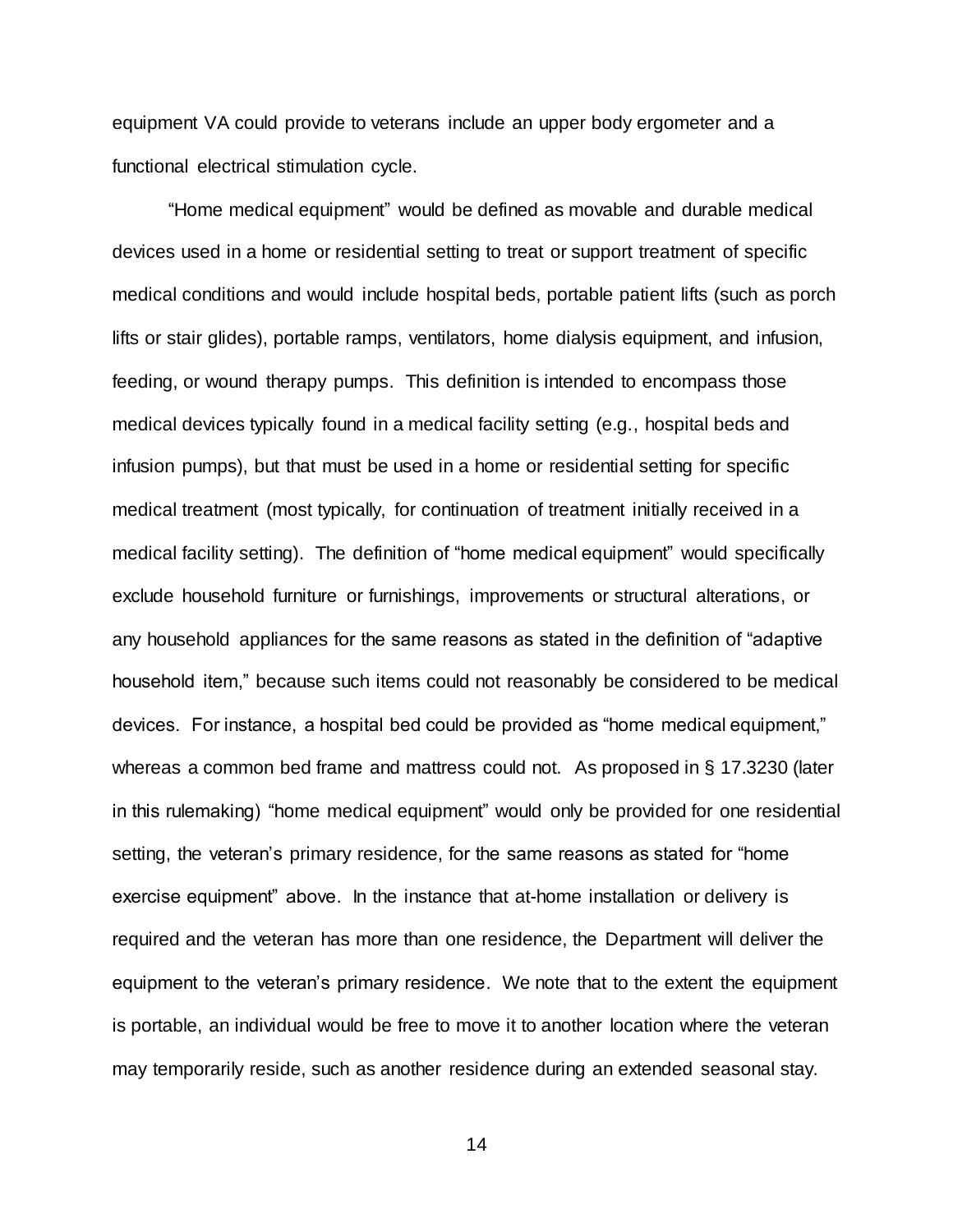equipment VA could provide to veterans include an upper body ergometer and a functional electrical stimulation cycle.

"Home medical equipment" would be defined as movable and durable medical devices used in a home or residential setting to treat or support treatment of specific medical conditions and would include hospital beds, portable patient lifts (such as porch lifts or stair glides), portable ramps, ventilators, home dialysis equipment, and infusion, feeding, or wound therapy pumps. This definition is intended to encompass those medical devices typically found in a medical facility setting (e.g., hospital beds and infusion pumps), but that must be used in a home or residential setting for specific medical treatment (most typically, for continuation of treatment initially received in a medical facility setting). The definition of "home medical equipment" would specifically exclude household furniture or furnishings, improvements or structural alterations, or any household appliances for the same reasons as stated in the definition of "adaptive household item," because such items could not reasonably be considered to be medical devices. For instance, a hospital bed could be provided as "home medical equipment," whereas a common bed frame and mattress could not. As proposed in § 17.3230 (later in this rulemaking) "home medical equipment" would only be provided for one residential setting, the veteran's primary residence, for the same reasons as stated for "home exercise equipment" above. In the instance that at-home installation or delivery is required and the veteran has more than one residence, the Department will deliver the equipment to the veteran's primary residence. We note that to the extent the equipment is portable, an individual would be free to move it to another location where the veteran may temporarily reside, such as another residence during an extended seasonal stay.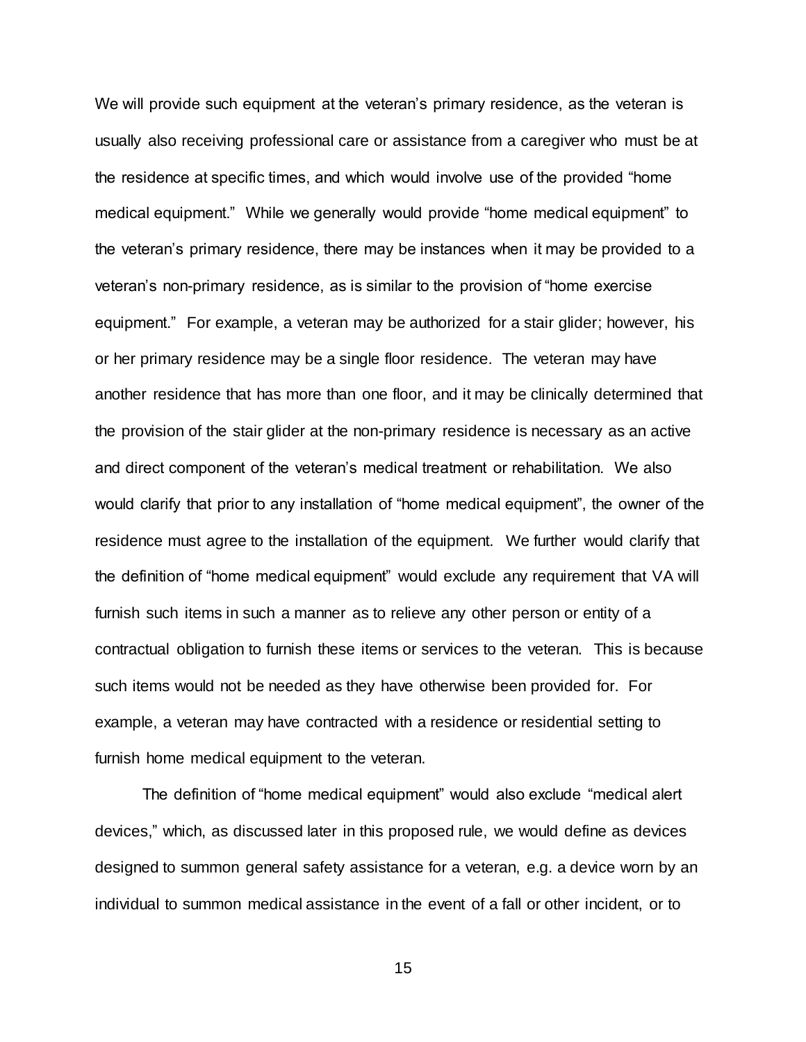We will provide such equipment at the veteran's primary residence, as the veteran is usually also receiving professional care or assistance from a caregiver who must be at the residence at specific times, and which would involve use of the provided "home medical equipment." While we generally would provide "home medical equipment" to the veteran's primary residence, there may be instances when it may be provided to a veteran's non-primary residence, as is similar to the provision of "home exercise equipment." For example, a veteran may be authorized for a stair glider; however, his or her primary residence may be a single floor residence. The veteran may have another residence that has more than one floor, and it may be clinically determined that the provision of the stair glider at the non-primary residence is necessary as an active and direct component of the veteran's medical treatment or rehabilitation. We also would clarify that prior to any installation of "home medical equipment", the owner of the residence must agree to the installation of the equipment. We further would clarify that the definition of "home medical equipment" would exclude any requirement that VA will furnish such items in such a manner as to relieve any other person or entity of a contractual obligation to furnish these items or services to the veteran. This is because such items would not be needed as they have otherwise been provided for. For example, a veteran may have contracted with a residence or residential setting to furnish home medical equipment to the veteran.

The definition of "home medical equipment" would also exclude "medical alert devices," which, as discussed later in this proposed rule, we would define as devices designed to summon general safety assistance for a veteran, e.g. a device worn by an individual to summon medical assistance in the event of a fall or other incident, or to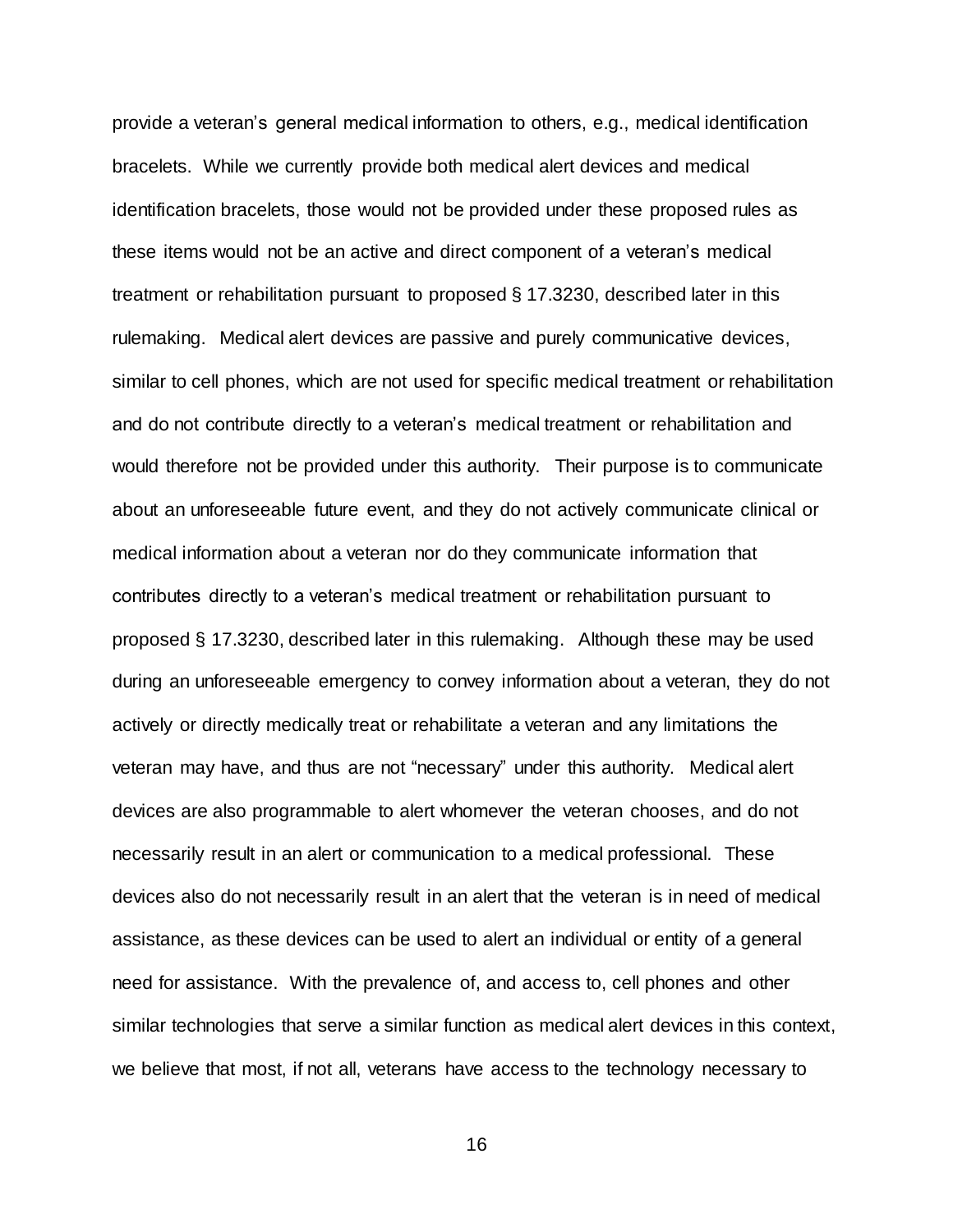provide a veteran's general medical information to others, e.g., medical identification bracelets. While we currently provide both medical alert devices and medical identification bracelets, those would not be provided under these proposed rules as these items would not be an active and direct component of a veteran's medical treatment or rehabilitation pursuant to proposed § 17.3230, described later in this rulemaking. Medical alert devices are passive and purely communicative devices, similar to cell phones, which are not used for specific medical treatment or rehabilitation and do not contribute directly to a veteran's medical treatment or rehabilitation and would therefore not be provided under this authority. Their purpose is to communicate about an unforeseeable future event, and they do not actively communicate clinical or medical information about a veteran nor do they communicate information that contributes directly to a veteran's medical treatment or rehabilitation pursuant to proposed § 17.3230, described later in this rulemaking. Although these may be used during an unforeseeable emergency to convey information about a veteran, they do not actively or directly medically treat or rehabilitate a veteran and any limitations the veteran may have, and thus are not "necessary" under this authority. Medical alert devices are also programmable to alert whomever the veteran chooses, and do not necessarily result in an alert or communication to a medical professional. These devices also do not necessarily result in an alert that the veteran is in need of medical assistance, as these devices can be used to alert an individual or entity of a general need for assistance. With the prevalence of, and access to, cell phones and other similar technologies that serve a similar function as medical alert devices in this context, we believe that most, if not all, veterans have access to the technology necessary to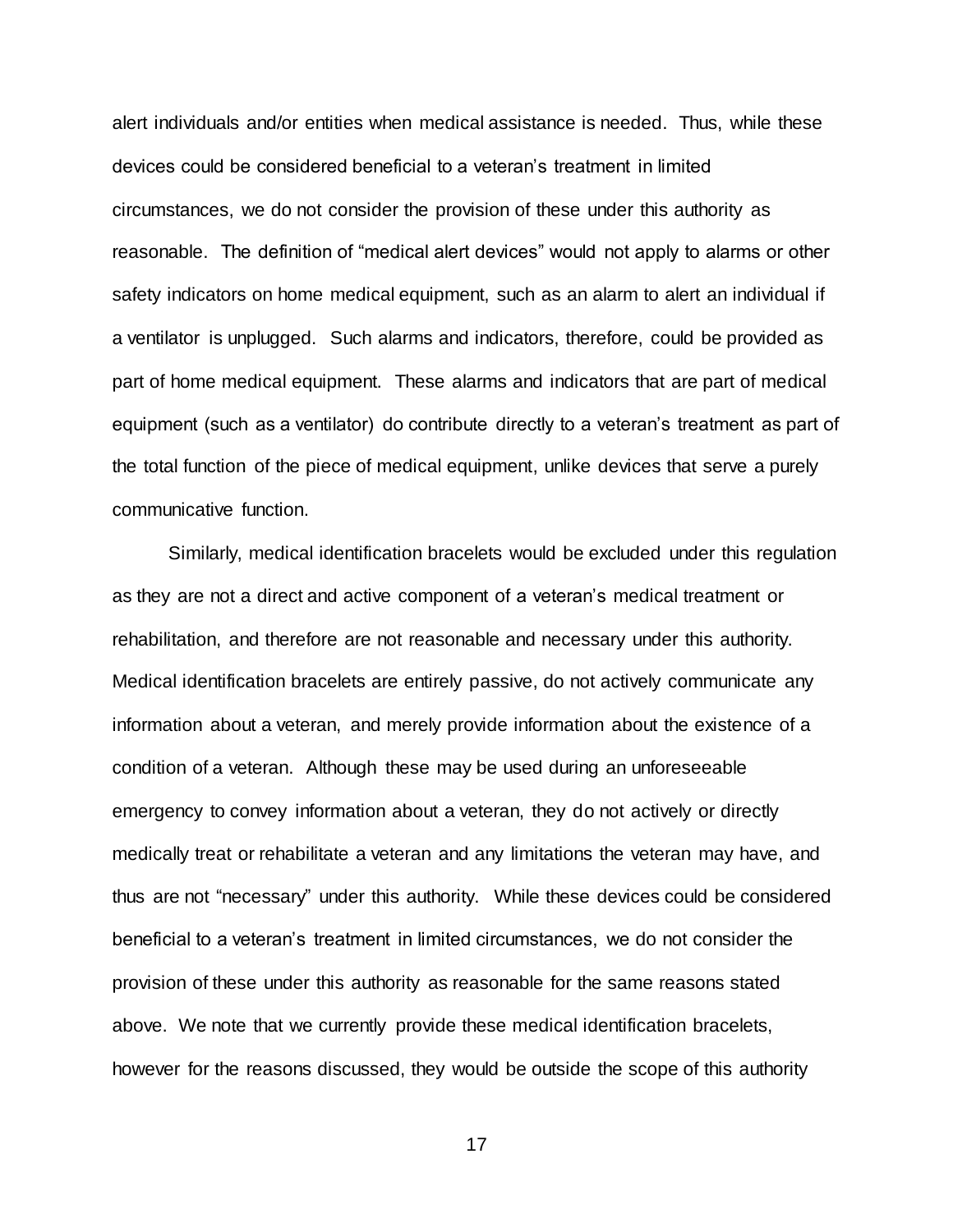alert individuals and/or entities when medical assistance is needed. Thus, while these devices could be considered beneficial to a veteran's treatment in limited circumstances, we do not consider the provision of these under this authority as reasonable. The definition of "medical alert devices" would not apply to alarms or other safety indicators on home medical equipment, such as an alarm to alert an individual if a ventilator is unplugged. Such alarms and indicators, therefore, could be provided as part of home medical equipment. These alarms and indicators that are part of medical equipment (such as a ventilator) do contribute directly to a veteran's treatment as part of the total function of the piece of medical equipment, unlike devices that serve a purely communicative function.

Similarly, medical identification bracelets would be excluded under this regulation as they are not a direct and active component of a veteran's medical treatment or rehabilitation, and therefore are not reasonable and necessary under this authority. Medical identification bracelets are entirely passive, do not actively communicate any information about a veteran, and merely provide information about the existence of a condition of a veteran. Although these may be used during an unforeseeable emergency to convey information about a veteran, they do not actively or directly medically treat or rehabilitate a veteran and any limitations the veteran may have, and thus are not "necessary" under this authority. While these devices could be considered beneficial to a veteran's treatment in limited circumstances, we do not consider the provision of these under this authority as reasonable for the same reasons stated above. We note that we currently provide these medical identification bracelets, however for the reasons discussed, they would be outside the scope of this authority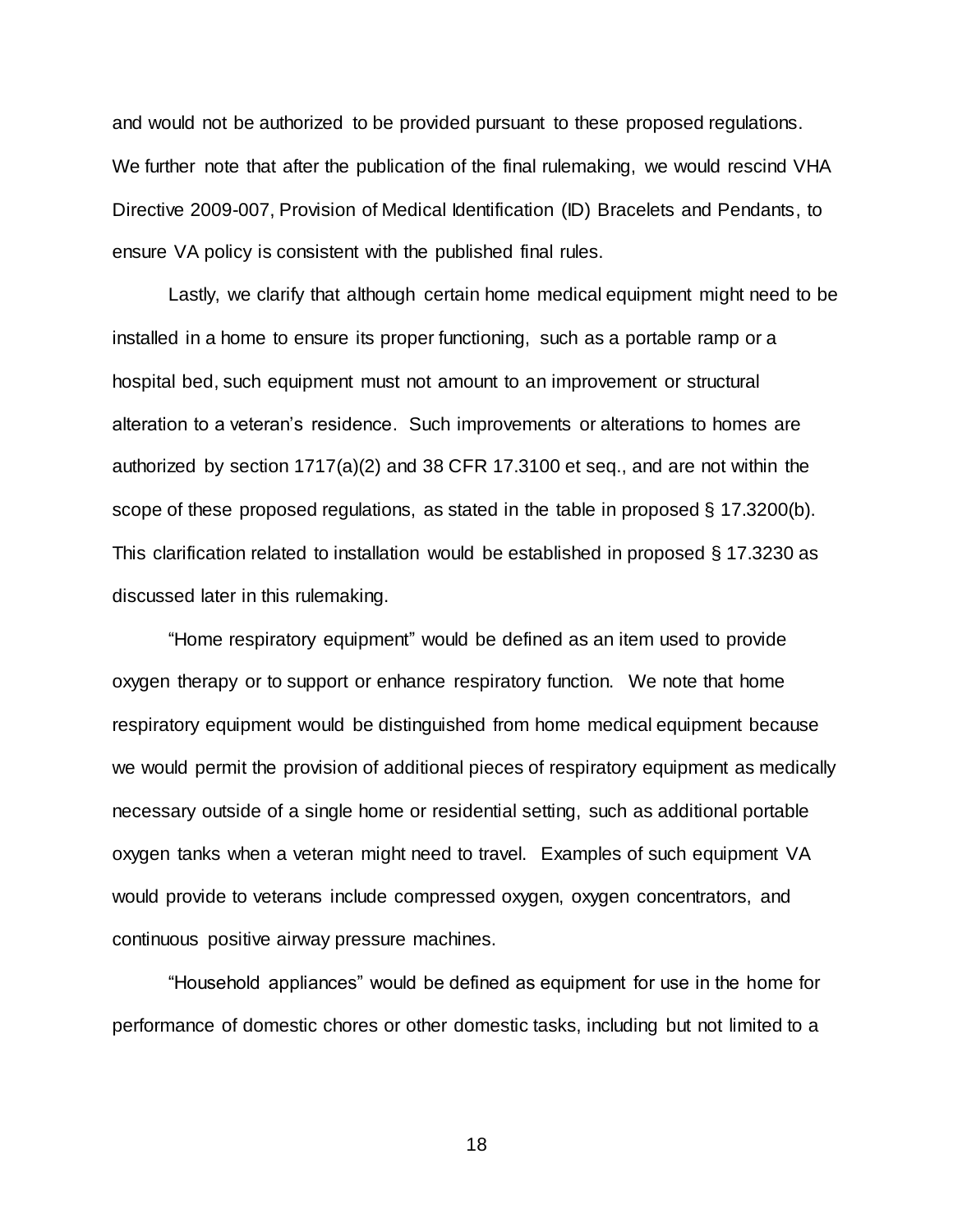and would not be authorized to be provided pursuant to these proposed regulations. We further note that after the publication of the final rulemaking, we would rescind VHA Directive 2009-007, Provision of Medical Identification (ID) Bracelets and Pendants, to ensure VA policy is consistent with the published final rules.

Lastly, we clarify that although certain home medical equipment might need to be installed in a home to ensure its proper functioning, such as a portable ramp or a hospital bed, such equipment must not amount to an improvement or structural alteration to a veteran's residence. Such improvements or alterations to homes are authorized by section 1717(a)(2) and 38 CFR 17.3100 et seq., and are not within the scope of these proposed regulations, as stated in the table in proposed § 17.3200(b). This clarification related to installation would be established in proposed § 17.3230 as discussed later in this rulemaking.

"Home respiratory equipment" would be defined as an item used to provide oxygen therapy or to support or enhance respiratory function. We note that home respiratory equipment would be distinguished from home medical equipment because we would permit the provision of additional pieces of respiratory equipment as medically necessary outside of a single home or residential setting, such as additional portable oxygen tanks when a veteran might need to travel. Examples of such equipment VA would provide to veterans include compressed oxygen, oxygen concentrators, and continuous positive airway pressure machines.

"Household appliances" would be defined as equipment for use in the home for performance of domestic chores or other domestic tasks, including but not limited to a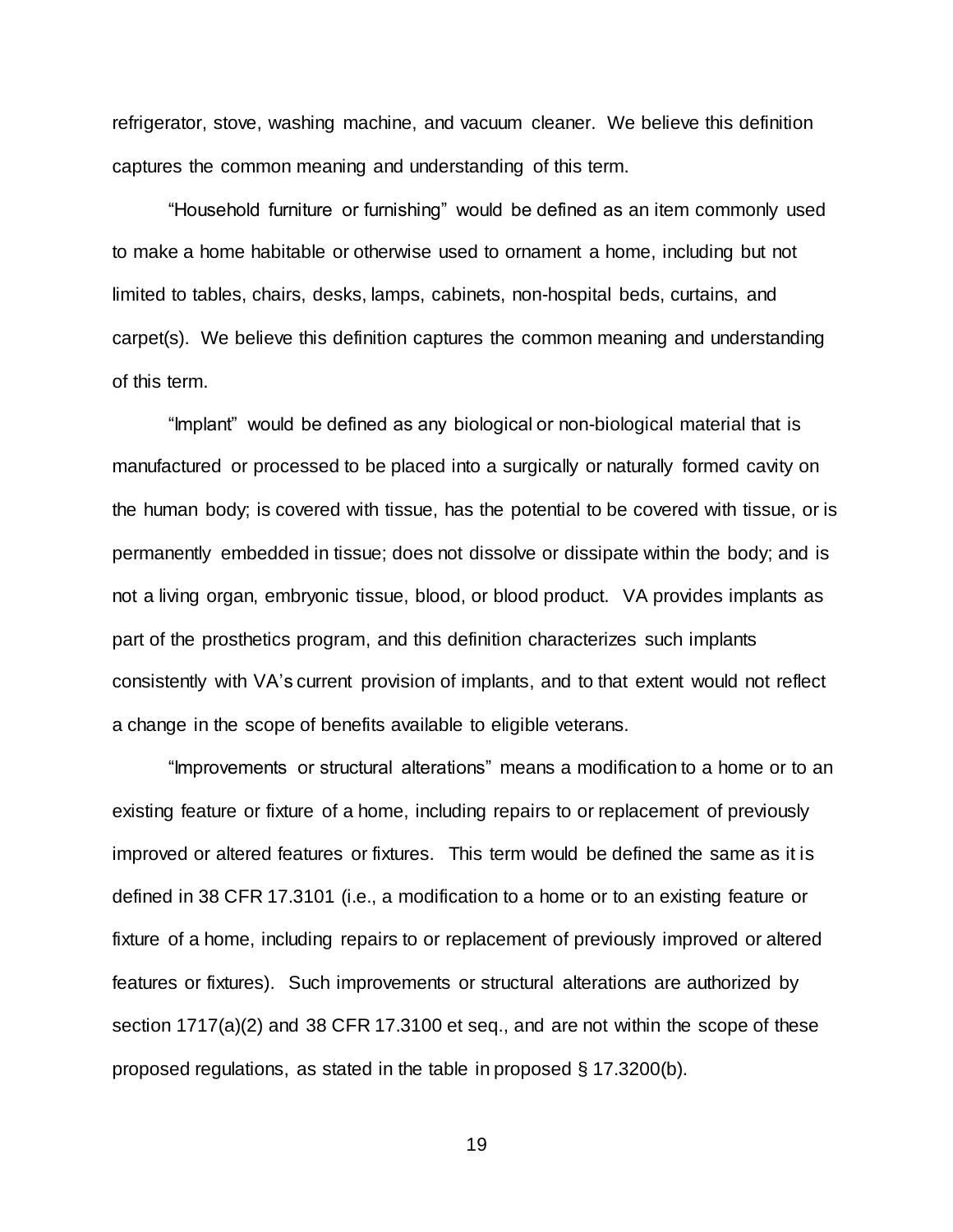refrigerator, stove, washing machine, and vacuum cleaner. We believe this definition captures the common meaning and understanding of this term.

"Household furniture or furnishing" would be defined as an item commonly used to make a home habitable or otherwise used to ornament a home, including but not limited to tables, chairs, desks, lamps, cabinets, non-hospital beds, curtains, and carpet(s). We believe this definition captures the common meaning and understanding of this term.

"Implant" would be defined as any biological or non-biological material that is manufactured or processed to be placed into a surgically or naturally formed cavity on the human body; is covered with tissue, has the potential to be covered with tissue, or is permanently embedded in tissue; does not dissolve or dissipate within the body; and is not a living organ, embryonic tissue, blood, or blood product. VA provides implants as part of the prosthetics program, and this definition characterizes such implants consistently with VA's current provision of implants, and to that extent would not reflect a change in the scope of benefits available to eligible veterans.

"Improvements or structural alterations" means a modification to a home or to an existing feature or fixture of a home, including repairs to or replacement of previously improved or altered features or fixtures. This term would be defined the same as it is defined in 38 CFR 17.3101 (i.e., a modification to a home or to an existing feature or fixture of a home, including repairs to or replacement of previously improved or altered features or fixtures). Such improvements or structural alterations are authorized by section 1717(a)(2) and 38 CFR 17.3100 et seq., and are not within the scope of these proposed regulations, as stated in the table in proposed § 17.3200(b).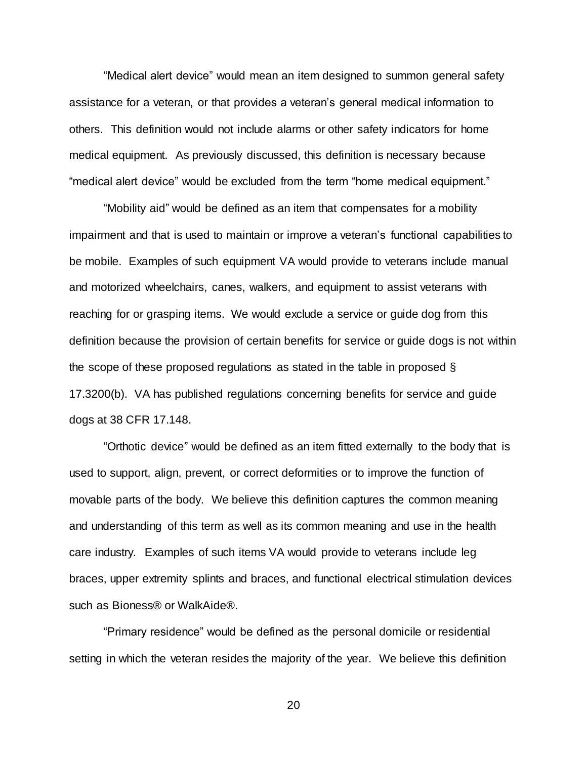"Medical alert device" would mean an item designed to summon general safety assistance for a veteran, or that provides a veteran's general medical information to others. This definition would not include alarms or other safety indicators for home medical equipment. As previously discussed, this definition is necessary because "medical alert device" would be excluded from the term "home medical equipment."

"Mobility aid" would be defined as an item that compensates for a mobility impairment and that is used to maintain or improve a veteran's functional capabilities to be mobile. Examples of such equipment VA would provide to veterans include manual and motorized wheelchairs, canes, walkers, and equipment to assist veterans with reaching for or grasping items. We would exclude a service or guide dog from this definition because the provision of certain benefits for service or guide dogs is not within the scope of these proposed regulations as stated in the table in proposed § 17.3200(b). VA has published regulations concerning benefits for service and guide dogs at 38 CFR 17.148.

"Orthotic device" would be defined as an item fitted externally to the body that is used to support, align, prevent, or correct deformities or to improve the function of movable parts of the body. We believe this definition captures the common meaning and understanding of this term as well as its common meaning and use in the health care industry. Examples of such items VA would provide to veterans include leg braces, upper extremity splints and braces, and functional electrical stimulation devices such as Bioness® or WalkAide®.

"Primary residence" would be defined as the personal domicile or residential setting in which the veteran resides the majority of the year. We believe this definition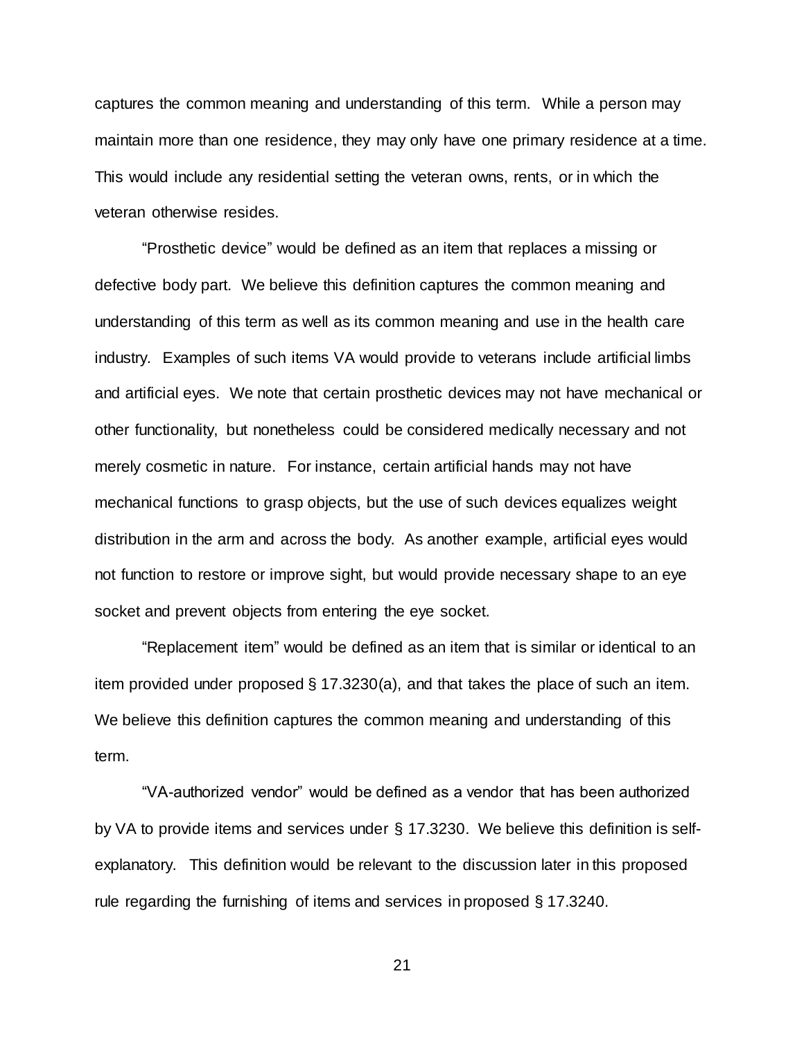captures the common meaning and understanding of this term. While a person may maintain more than one residence, they may only have one primary residence at a time. This would include any residential setting the veteran owns, rents, or in which the veteran otherwise resides.

"Prosthetic device" would be defined as an item that replaces a missing or defective body part. We believe this definition captures the common meaning and understanding of this term as well as its common meaning and use in the health care industry. Examples of such items VA would provide to veterans include artificial limbs and artificial eyes. We note that certain prosthetic devices may not have mechanical or other functionality, but nonetheless could be considered medically necessary and not merely cosmetic in nature. For instance, certain artificial hands may not have mechanical functions to grasp objects, but the use of such devices equalizes weight distribution in the arm and across the body. As another example, artificial eyes would not function to restore or improve sight, but would provide necessary shape to an eye socket and prevent objects from entering the eye socket.

"Replacement item" would be defined as an item that is similar or identical to an item provided under proposed § 17.3230(a), and that takes the place of such an item. We believe this definition captures the common meaning and understanding of this term.

"VA-authorized vendor" would be defined as a vendor that has been authorized by VA to provide items and services under § 17.3230. We believe this definition is self-explanatory. This definition would be relevant to the discussion later in this proposed rule regarding the furnishing of items and services in proposed § 17.3240.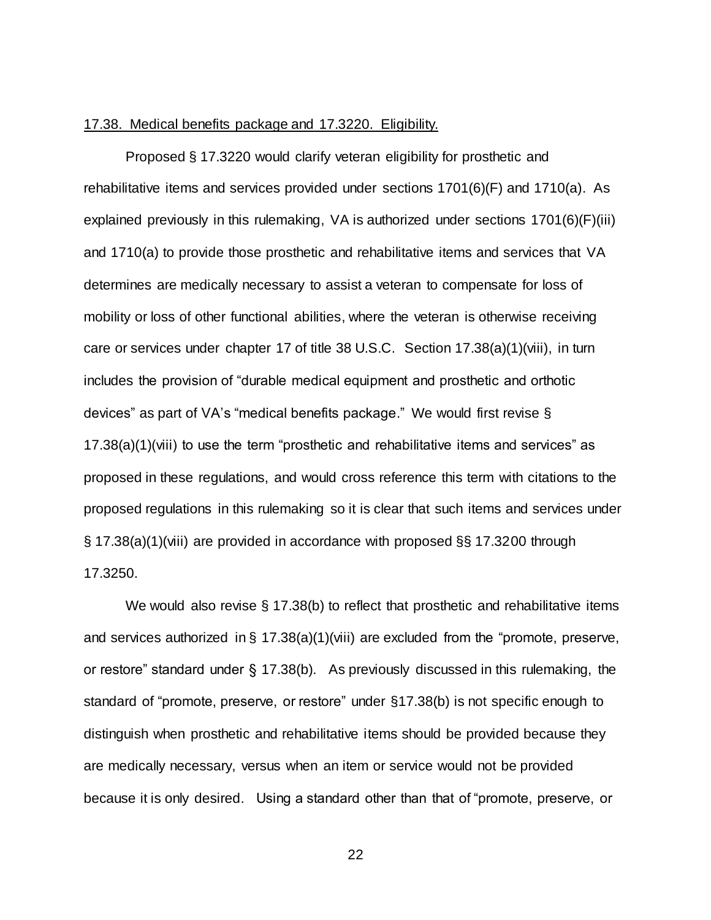<u>17.38. Medical benefits package and 17.3220. Eligibility.</u>

Proposed § 17.3220 would clarify veteran eligibility for prosthetic and rehabilitative items and services provided under sections 1701(6)(F) and 1710(a). As explained previously in this rulemaking, VA is authorized under sections 1701(6)(F)(iii) and 1710(a) to provide those prosthetic and rehabilitative items and services that VA determines are medically necessary to assist a veteran to compensate for loss of mobility or loss of other functional abilities, where the veteran is otherwise receiving care or services under chapter 17 of title 38 U.S.C. Section 17.38(a)(1)(viii), in turn includes the provision of "durable medical equipment and prosthetic and orthotic devices" as part of VA's "medical benefits package." We would first revise § 17.38(a)(1)(viii) to use the term "prosthetic and rehabilitative items and services" as proposed in these regulations, and would cross reference this term with citations to the proposed regulations in this rulemaking so it is clear that such items and services under § 17.38(a)(1)(viii) are provided in accordance with proposed §§ 17.3200 through 17.3250.

We would also revise § 17.38(b) to reflect that prosthetic and rehabilitative items and services authorized in § 17.38(a)(1)(viii) are excluded from the "promote, preserve, or restore" standard under § 17.38(b). As previously discussed in this rulemaking, the standard of "promote, preserve, or restore" under §17.38(b) is not specific enough to distinguish when prosthetic and rehabilitative items should be provided because they are medically necessary, versus when an item or service would not be provided because it is only desired. Using a standard other than that of "promote, preserve, or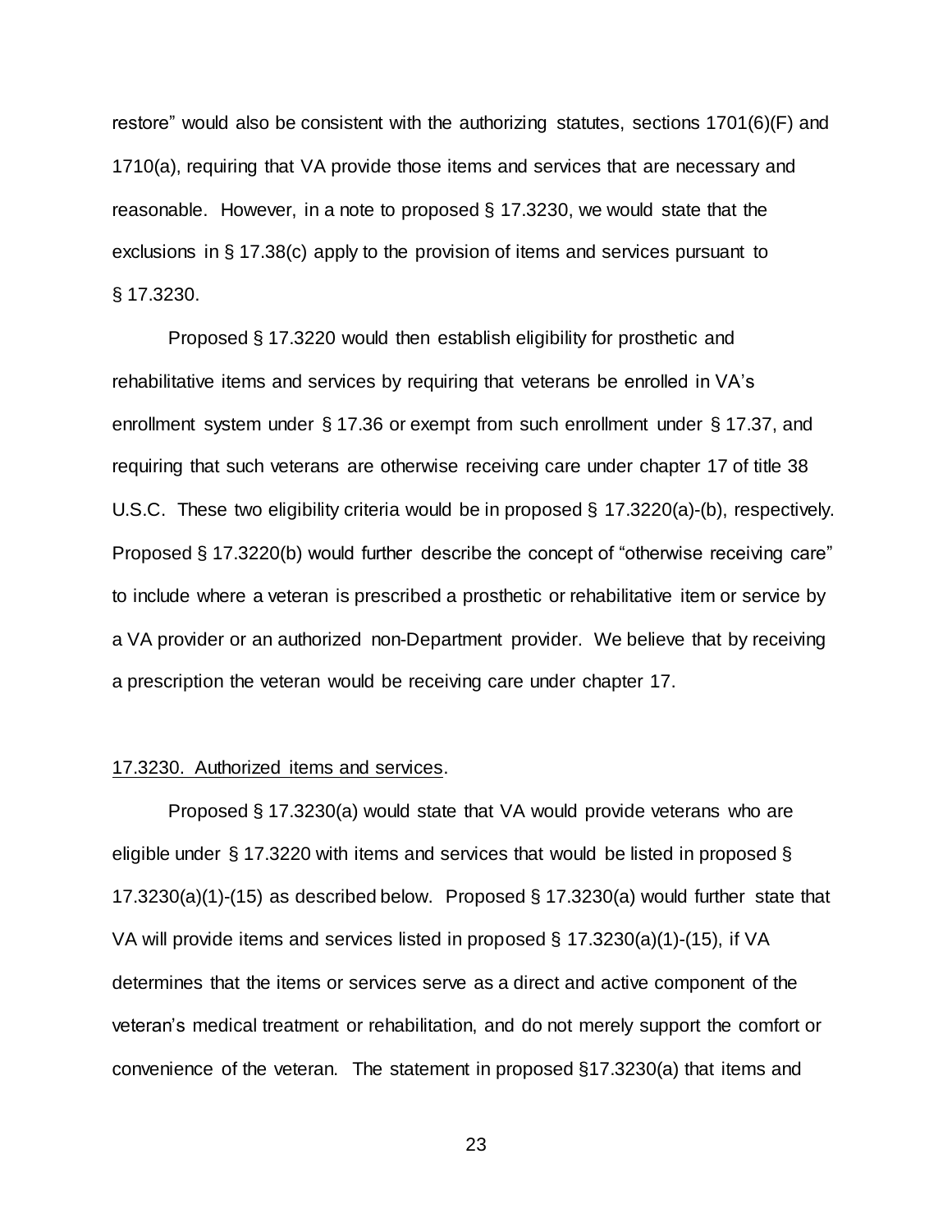restore" would also be consistent with the authorizing statutes, sections 1701(6)(F) and 1710(a), requiring that VA provide those items and services that are necessary and reasonable. However, in a note to proposed § 17.3230, we would state that the exclusions in § 17.38(c) apply to the provision of items and services pursuant to § 17.3230.

Proposed § 17.3220 would then establish eligibility for prosthetic and rehabilitative items and services by requiring that veterans be enrolled in VA's enrollment system under § 17.36 or exempt from such enrollment under § 17.37, and requiring that such veterans are otherwise receiving care under chapter 17 of title 38 U.S.C. These two eligibility criteria would be in proposed § 17.3220(a)-(b), respectively. Proposed § 17.3220(b) would further describe the concept of "otherwise receiving care" to include where a veteran is prescribed a prosthetic or rehabilitative item or service by a VA provider or an authorized non-Department provider. We believe that by receiving a prescription the veteran would be receiving care under chapter 17.

<u>17.3230. Authorized items and services</u>.

Proposed § 17.3230(a) would state that VA would provide veterans who are eligible under § 17.3220 with items and services that would be listed in proposed § 17.3230(a)(1)-(15) as described below. Proposed § 17.3230(a) would further state that VA will provide items and services listed in proposed § 17.3230(a)(1)-(15), if VA determines that the items or services serve as a direct and active component of the veteran's medical treatment or rehabilitation, and do not merely support the comfort or convenience of the veteran. The statement in proposed §17.3230(a) that items and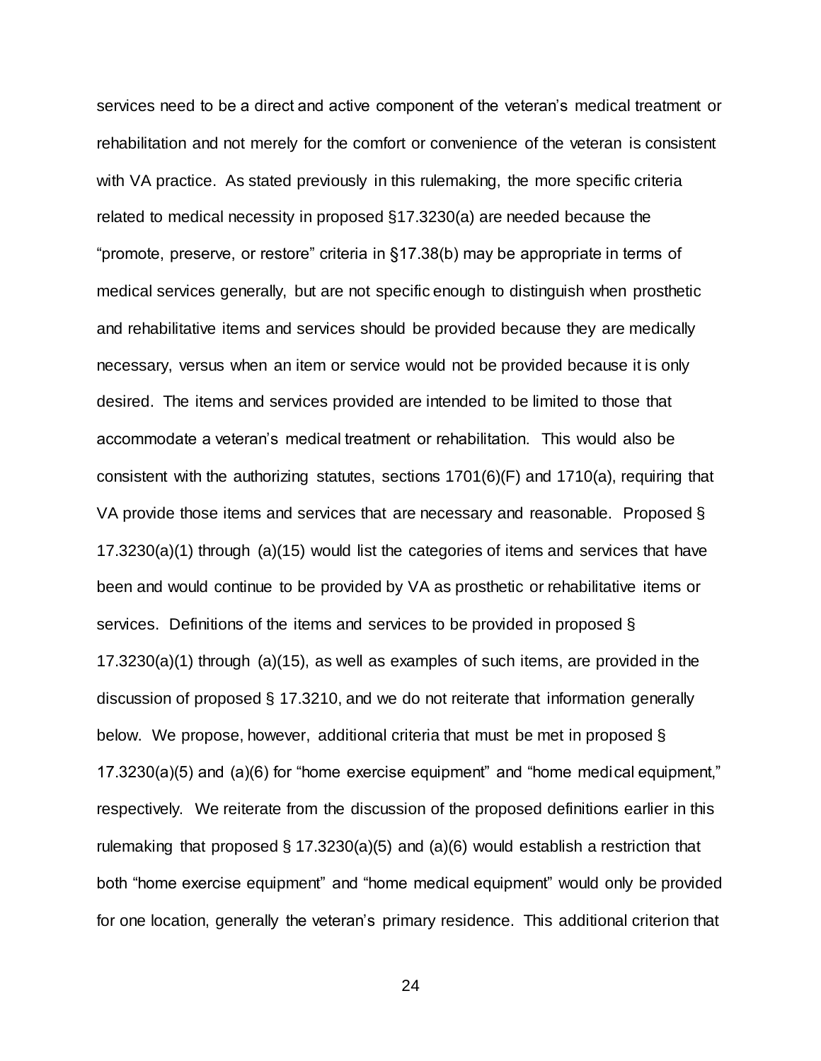services need to be a direct and active component of the veteran's medical treatment or rehabilitation and not merely for the comfort or convenience of the veteran is consistent with VA practice. As stated previously in this rulemaking, the more specific criteria related to medical necessity in proposed §17.3230(a) are needed because the "promote, preserve, or restore" criteria in §17.38(b) may be appropriate in terms of medical services generally, but are not specific enough to distinguish when prosthetic and rehabilitative items and services should be provided because they are medically necessary, versus when an item or service would not be provided because it is only desired. The items and services provided are intended to be limited to those that accommodate a veteran's medical treatment or rehabilitation. This would also be consistent with the authorizing statutes, sections 1701(6)(F) and 1710(a), requiring that VA provide those items and services that are necessary and reasonable. Proposed § 17.3230(a)(1) through (a)(15) would list the categories of items and services that have been and would continue to be provided by VA as prosthetic or rehabilitative items or services. Definitions of the items and services to be provided in proposed § 17.3230(a)(1) through (a)(15), as well as examples of such items, are provided in the discussion of proposed § 17.3210, and we do not reiterate that information generally below. We propose, however, additional criteria that must be met in proposed § 17.3230(a)(5) and (a)(6) for "home exercise equipment" and "home medical equipment," respectively. We reiterate from the discussion of the proposed definitions earlier in this rulemaking that proposed § 17.3230(a)(5) and (a)(6) would establish a restriction that both "home exercise equipment" and "home medical equipment" would only be provided for one location, generally the veteran's primary residence. This additional criterion that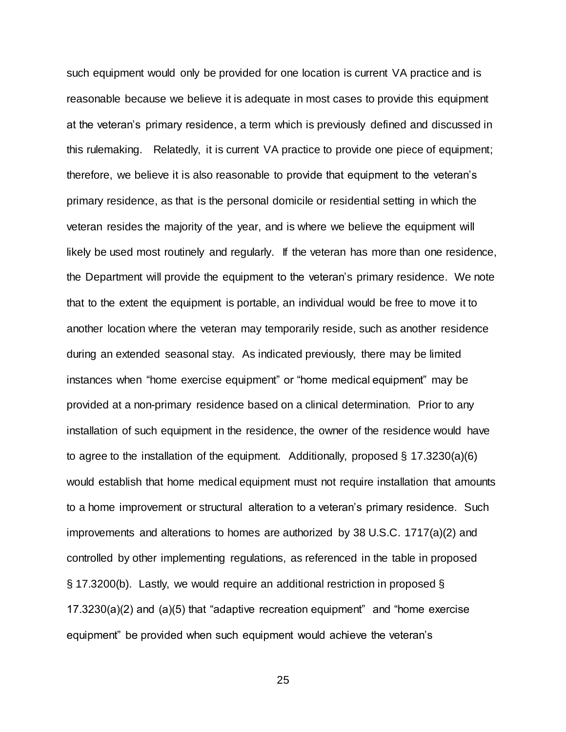such equipment would only be provided for one location is current VA practice and is reasonable because we believe it is adequate in most cases to provide this equipment at the veteran's primary residence, a term which is previously defined and discussed in this rulemaking. Relatedly, it is current VA practice to provide one piece of equipment; therefore, we believe it is also reasonable to provide that equipment to the veteran's primary residence, as that is the personal domicile or residential setting in which the veteran resides the majority of the year, and is where we believe the equipment will likely be used most routinely and regularly. If the veteran has more than one residence, the Department will provide the equipment to the veteran's primary residence. We note that to the extent the equipment is portable, an individual would be free to move it to another location where the veteran may temporarily reside, such as another residence during an extended seasonal stay. As indicated previously, there may be limited instances when "home exercise equipment" or "home medical equipment" may be provided at a non-primary residence based on a clinical determination. Prior to any installation of such equipment in the residence, the owner of the residence would have to agree to the installation of the equipment. Additionally, proposed § 17.3230(a)(6) would establish that home medical equipment must not require installation that amounts to a home improvement or structural alteration to a veteran's primary residence. Such improvements and alterations to homes are authorized by 38 U.S.C. 1717(a)(2) and controlled by other implementing regulations, as referenced in the table in proposed § 17.3200(b). Lastly, we would require an additional restriction in proposed § 17.3230(a)(2) and (a)(5) that "adaptive recreation equipment" and "home exercise equipment" be provided when such equipment would achieve the veteran's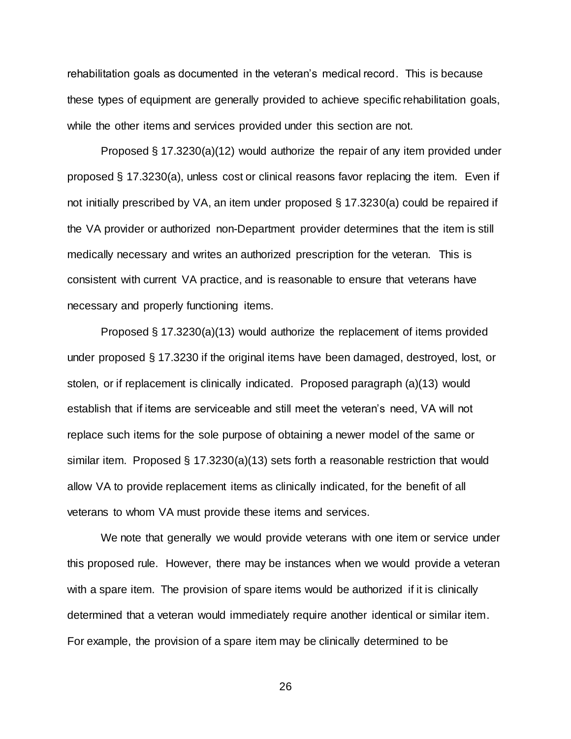rehabilitation goals as documented in the veteran's medical record. This is because these types of equipment are generally provided to achieve specific rehabilitation goals, while the other items and services provided under this section are not.

Proposed § 17.3230(a)(12) would authorize the repair of any item provided under proposed § 17.3230(a), unless cost or clinical reasons favor replacing the item. Even if not initially prescribed by VA, an item under proposed § 17.3230(a) could be repaired if the VA provider or authorized non-Department provider determines that the item is still medically necessary and writes an authorized prescription for the veteran. This is consistent with current VA practice, and is reasonable to ensure that veterans have necessary and properly functioning items.

Proposed § 17.3230(a)(13) would authorize the replacement of items provided under proposed § 17.3230 if the original items have been damaged, destroyed, lost, or stolen, or if replacement is clinically indicated. Proposed paragraph (a)(13) would establish that if items are serviceable and still meet the veteran's need, VA will not replace such items for the sole purpose of obtaining a newer model of the same or similar item. Proposed § 17.3230(a)(13) sets forth a reasonable restriction that would allow VA to provide replacement items as clinically indicated, for the benefit of all veterans to whom VA must provide these items and services.

We note that generally we would provide veterans with one item or service under this proposed rule. However, there may be instances when we would provide a veteran with a spare item. The provision of spare items would be authorized if it is clinically determined that a veteran would immediately require another identical or similar item. For example, the provision of a spare item may be clinically determined to be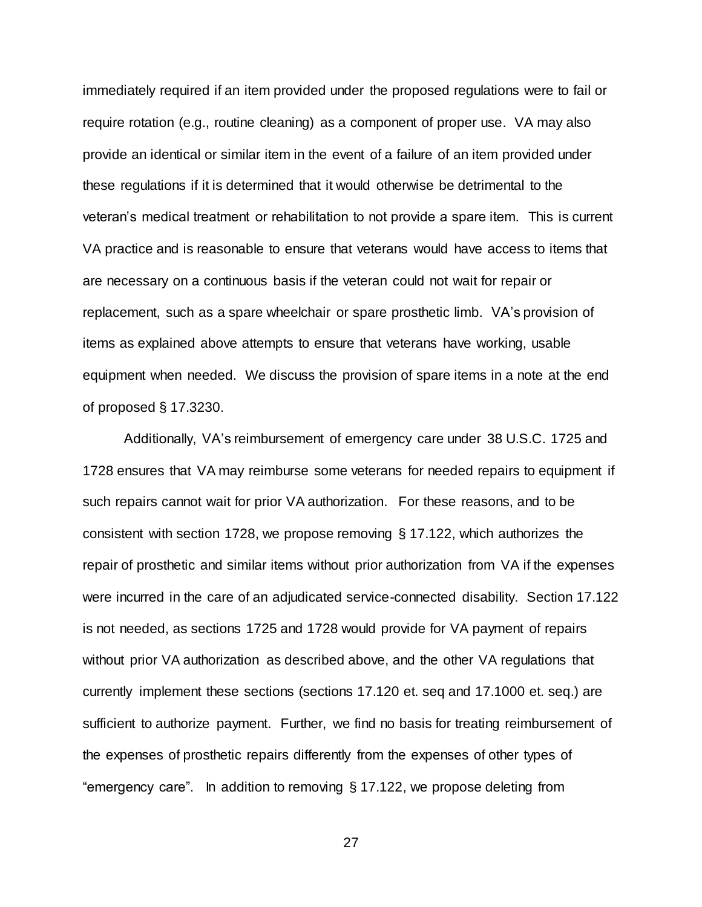immediately required if an item provided under the proposed regulations were to fail or require rotation (e.g., routine cleaning) as a component of proper use. VA may also provide an identical or similar item in the event of a failure of an item provided under these regulations if it is determined that it would otherwise be detrimental to the veteran's medical treatment or rehabilitation to not provide a spare item. This is current VA practice and is reasonable to ensure that veterans would have access to items that are necessary on a continuous basis if the veteran could not wait for repair or replacement, such as a spare wheelchair or spare prosthetic limb. VA's provision of items as explained above attempts to ensure that veterans have working, usable equipment when needed. We discuss the provision of spare items in a note at the end of proposed § 17.3230.

Additionally, VA's reimbursement of emergency care under 38 U.S.C. 1725 and 1728 ensures that VA may reimburse some veterans for needed repairs to equipment if such repairs cannot wait for prior VA authorization. For these reasons, and to be consistent with section 1728, we propose removing § 17.122, which authorizes the repair of prosthetic and similar items without prior authorization from VA if the expenses were incurred in the care of an adjudicated service-connected disability. Section 17.122 is not needed, as sections 1725 and 1728 would provide for VA payment of repairs without prior VA authorization as described above, and the other VA regulations that currently implement these sections (sections 17.120 et. seq and 17.1000 et. seq.) are sufficient to authorize payment. Further, we find no basis for treating reimbursement of the expenses of prosthetic repairs differently from the expenses of other types of "emergency care". In addition to removing § 17.122, we propose deleting from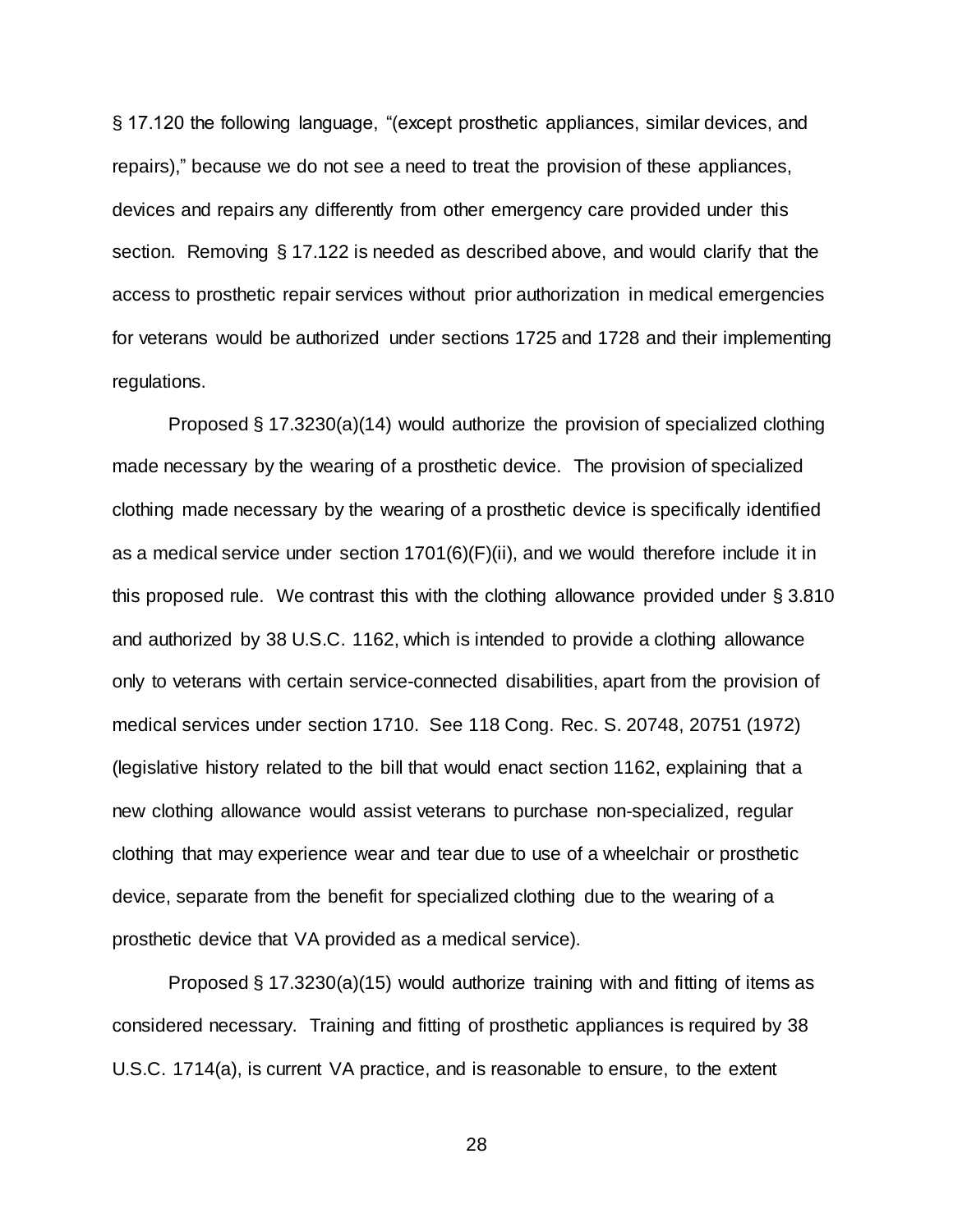§ 17.120 the following language, "(except prosthetic appliances, similar devices, and repairs)," because we do not see a need to treat the provision of these appliances, devices and repairs any differently from other emergency care provided under this section. Removing § 17.122 is needed as described above, and would clarify that the access to prosthetic repair services without prior authorization in medical emergencies for veterans would be authorized under sections 1725 and 1728 and their implementing regulations.

Proposed § 17.3230(a)(14) would authorize the provision of specialized clothing made necessary by the wearing of a prosthetic device. The provision of specialized clothing made necessary by the wearing of a prosthetic device is specifically identified as a medical service under section 1701(6)(F)(ii), and we would therefore include it in this proposed rule. We contrast this with the clothing allowance provided under § 3.810 and authorized by 38 U.S.C. 1162, which is intended to provide a clothing allowance only to veterans with certain service-connected disabilities, apart from the provision of medical services under section 1710. See 118 Cong. Rec. S. 20748, 20751 (1972) (legislative history related to the bill that would enact section 1162, explaining that a new clothing allowance would assist veterans to purchase non-specialized, regular clothing that may experience wear and tear due to use of a wheelchair or prosthetic device, separate from the benefit for specialized clothing due to the wearing of a prosthetic device that VA provided as a medical service).

Proposed § 17.3230(a)(15) would authorize training with and fitting of items as considered necessary. Training and fitting of prosthetic appliances is required by 38 U.S.C. 1714(a), is current VA practice, and is reasonable to ensure, to the extent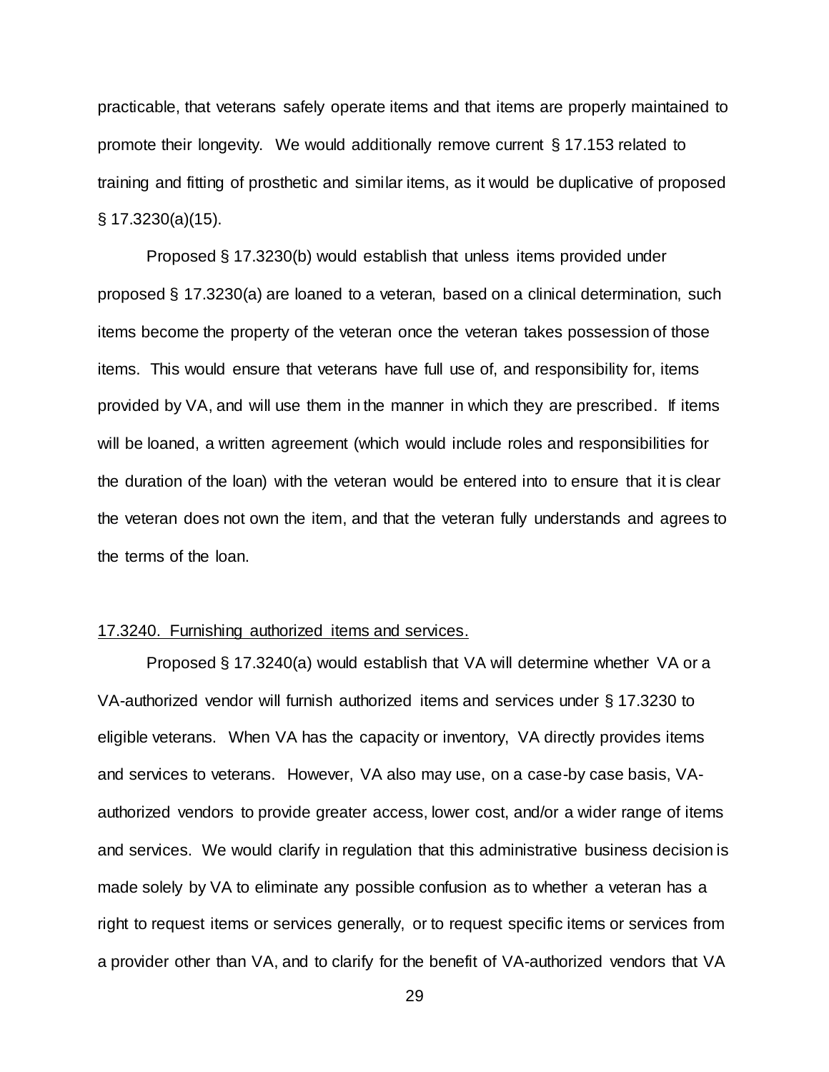practicable, that veterans safely operate items and that items are properly maintained to promote their longevity. We would additionally remove current § 17.153 related to training and fitting of prosthetic and similar items, as it would be duplicative of proposed § 17.3230(a)(15).

Proposed § 17.3230(b) would establish that unless items provided under proposed § 17.3230(a) are loaned to a veteran, based on a clinical determination, such items become the property of the veteran once the veteran takes possession of those items. This would ensure that veterans have full use of, and responsibility for, items provided by VA, and will use them in the manner in which they are prescribed. If items will be loaned, a written agreement (which would include roles and responsibilities for the duration of the loan) with the veteran would be entered into to ensure that it is clear the veteran does not own the item, and that the veteran fully understands and agrees to the terms of the loan.

17.3240. Furnishing authorized items and services.

Proposed § 17.3240(a) would establish that VA will determine whether VA or a VA-authorized vendor will furnish authorized items and services under § 17.3230 to eligible veterans. When VA has the capacity or inventory, VA directly provides items and services to veterans. However, VA also may use, on a case-by case basis, VA-authorized vendors to provide greater access, lower cost, and/or a wider range of items and services. We would clarify in regulation that this administrative business decision is made solely by VA to eliminate any possible confusion as to whether a veteran has a right to request items or services generally, or to request specific items or services from a provider other than VA, and to clarify for the benefit of VA-authorized vendors that VA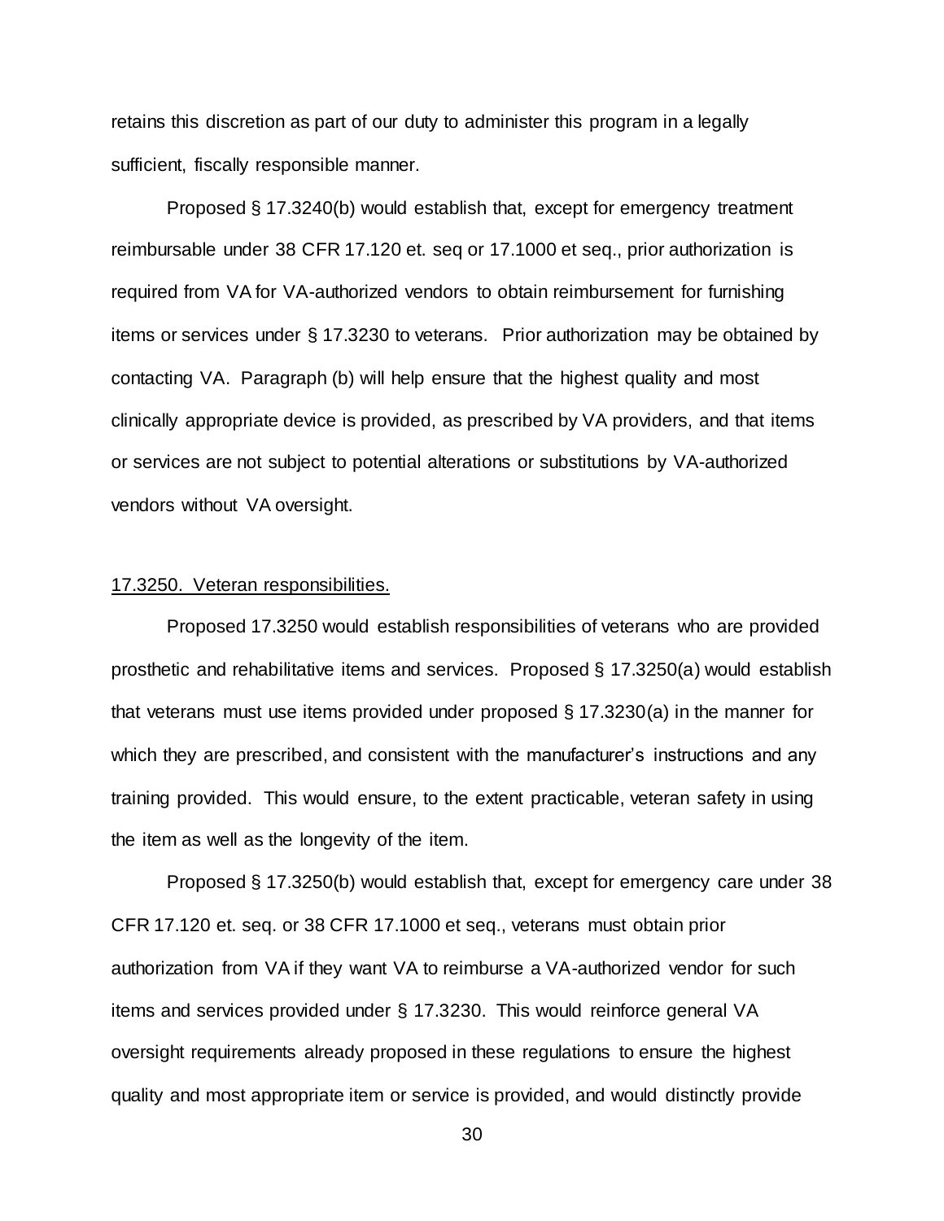retains this discretion as part of our duty to administer this program in a legally sufficient, fiscally responsible manner.

Proposed § 17.3240(b) would establish that, except for emergency treatment reimbursable under 38 CFR 17.120 et. seq or 17.1000 et seq., prior authorization is required from VA for VA-authorized vendors to obtain reimbursement for furnishing items or services under § 17.3230 to veterans. Prior authorization may be obtained by contacting VA. Paragraph (b) will help ensure that the highest quality and most clinically appropriate device is provided, as prescribed by VA providers, and that items or services are not subject to potential alterations or substitutions by VA-authorized vendors without VA oversight.

<u>17.3250. Veteran responsibilities.</u>

Proposed 17.3250 would establish responsibilities of veterans who are provided prosthetic and rehabilitative items and services. Proposed § 17.3250(a) would establish that veterans must use items provided under proposed § 17.3230(a) in the manner for which they are prescribed, and consistent with the manufacturer's instructions and any training provided. This would ensure, to the extent practicable, veteran safety in using the item as well as the longevity of the item.

Proposed § 17.3250(b) would establish that, except for emergency care under 38 CFR 17.120 et. seq. or 38 CFR 17.1000 et seq., veterans must obtain prior authorization from VA if they want VA to reimburse a VA-authorized vendor for such items and services provided under § 17.3230. This would reinforce general VA oversight requirements already proposed in these regulations to ensure the highest quality and most appropriate item or service is provided, and would distinctly provide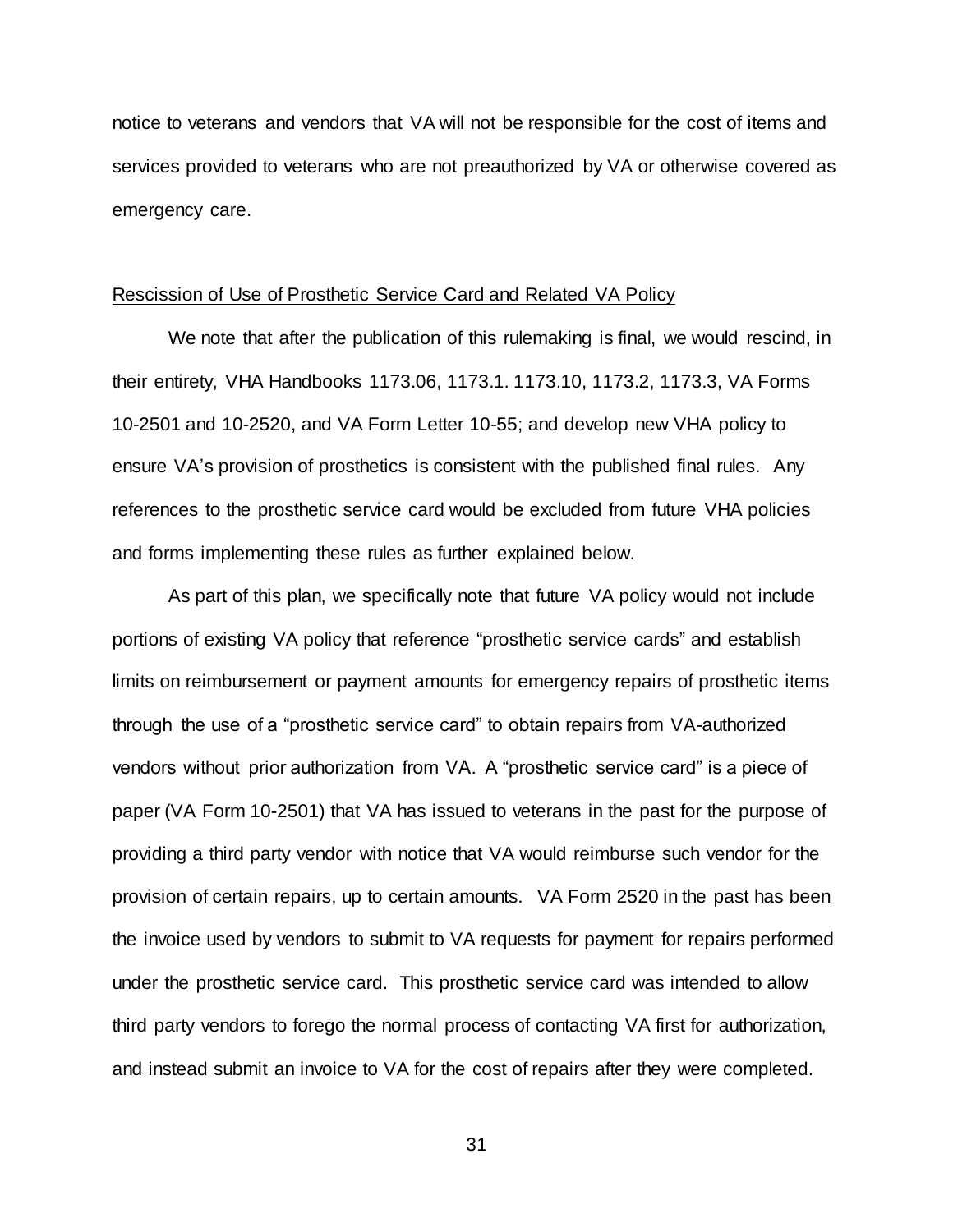notice to veterans and vendors that VA will not be responsible for the cost of items and services provided to veterans who are not preauthorized by VA or otherwise covered as emergency care.

Rescission of Use of Prosthetic Service Card and Related VA Policy

We note that after the publication of this rulemaking is final, we would rescind, in their entirety, VHA Handbooks 1173.06, 1173.1. 1173.10, 1173.2, 1173.3, VA Forms 10-2501 and 10-2520, and VA Form Letter 10-55; and develop new VHA policy to ensure VA's provision of prosthetics is consistent with the published final rules. Any references to the prosthetic service card would be excluded from future VHA policies and forms implementing these rules as further explained below.

As part of this plan, we specifically note that future VA policy would not include portions of existing VA policy that reference "prosthetic service cards" and establish limits on reimbursement or payment amounts for emergency repairs of prosthetic items through the use of a "prosthetic service card" to obtain repairs from VA-authorized vendors without prior authorization from VA. A "prosthetic service card" is a piece of paper (VA Form 10-2501) that VA has issued to veterans in the past for the purpose of providing a third party vendor with notice that VA would reimburse such vendor for the provision of certain repairs, up to certain amounts. VA Form 2520 in the past has been the invoice used by vendors to submit to VA requests for payment for repairs performed under the prosthetic service card. This prosthetic service card was intended to allow third party vendors to forego the normal process of contacting VA first for authorization, and instead submit an invoice to VA for the cost of repairs after they were completed.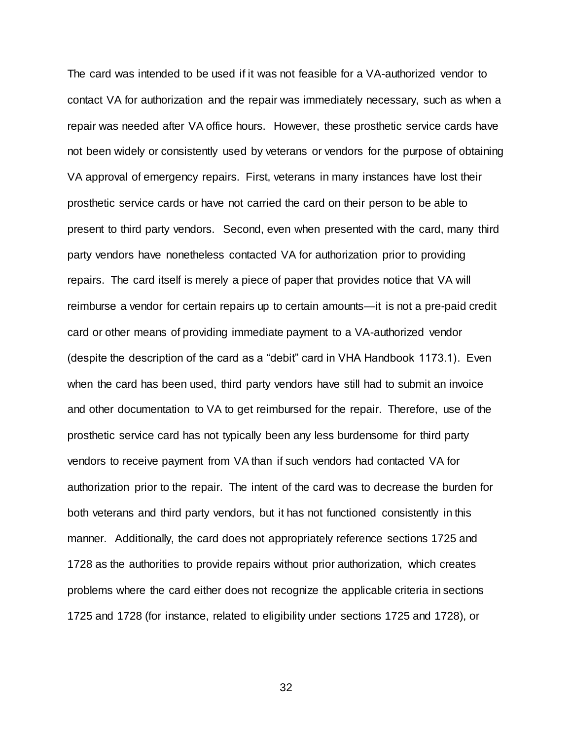The card was intended to be used if it was not feasible for a VA-authorized vendor to contact VA for authorization and the repair was immediately necessary, such as when a repair was needed after VA office hours. However, these prosthetic service cards have not been widely or consistently used by veterans or vendors for the purpose of obtaining VA approval of emergency repairs. First, veterans in many instances have lost their prosthetic service cards or have not carried the card on their person to be able to present to third party vendors. Second, even when presented with the card, many third party vendors have nonetheless contacted VA for authorization prior to providing repairs. The card itself is merely a piece of paper that provides notice that VA will reimburse a vendor for certain repairs up to certain amounts—it is not a pre-paid credit card or other means of providing immediate payment to a VA-authorized vendor (despite the description of the card as a "debit" card in VHA Handbook 1173.1). Even when the card has been used, third party vendors have still had to submit an invoice and other documentation to VA to get reimbursed for the repair. Therefore, use of the prosthetic service card has not typically been any less burdensome for third party vendors to receive payment from VA than if such vendors had contacted VA for authorization prior to the repair. The intent of the card was to decrease the burden for both veterans and third party vendors, but it has not functioned consistently in this manner. Additionally, the card does not appropriately reference sections 1725 and 1728 as the authorities to provide repairs without prior authorization, which creates problems where the card either does not recognize the applicable criteria in sections 1725 and 1728 (for instance, related to eligibility under sections 1725 and 1728), or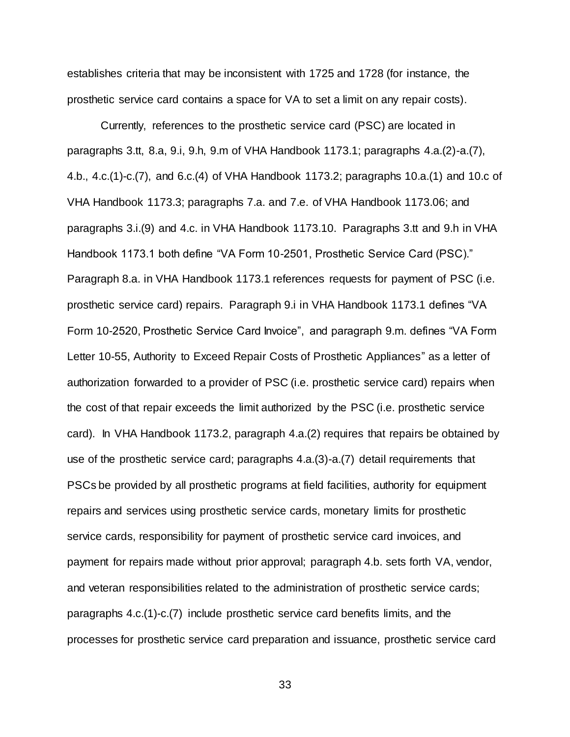establishes criteria that may be inconsistent with 1725 and 1728 (for instance, the prosthetic service card contains a space for VA to set a limit on any repair costs).

Currently, references to the prosthetic service card (PSC) are located in paragraphs 3.tt, 8.a, 9.i, 9.h, 9.m of VHA Handbook 1173.1; paragraphs 4.a.(2)-a.(7), 4.b., 4.c.(1)-c.(7), and 6.c.(4) of VHA Handbook 1173.2; paragraphs 10.a.(1) and 10.c of VHA Handbook 1173.3; paragraphs 7.a. and 7.e. of VHA Handbook 1173.06; and paragraphs 3.i.(9) and 4.c. in VHA Handbook 1173.10. Paragraphs 3.tt and 9.h in VHA Handbook 1173.1 both define "VA Form 10-2501, Prosthetic Service Card (PSC)." Paragraph 8.a. in VHA Handbook 1173.1 references requests for payment of PSC (i.e. prosthetic service card) repairs. Paragraph 9.i in VHA Handbook 1173.1 defines "VA Form 10-2520, Prosthetic Service Card Invoice", and paragraph 9.m. defines "VA Form Letter 10-55, Authority to Exceed Repair Costs of Prosthetic Appliances" as a letter of authorization forwarded to a provider of PSC (i.e. prosthetic service card) repairs when the cost of that repair exceeds the limit authorized by the PSC (i.e. prosthetic service card). In VHA Handbook 1173.2, paragraph 4.a.(2) requires that repairs be obtained by use of the prosthetic service card; paragraphs 4.a.(3)-a.(7) detail requirements that PSCs be provided by all prosthetic programs at field facilities, authority for equipment repairs and services using prosthetic service cards, monetary limits for prosthetic service cards, responsibility for payment of prosthetic service card invoices, and payment for repairs made without prior approval; paragraph 4.b. sets forth VA, vendor, and veteran responsibilities related to the administration of prosthetic service cards; paragraphs 4.c.(1)-c.(7) include prosthetic service card benefits limits, and the processes for prosthetic service card preparation and issuance, prosthetic service card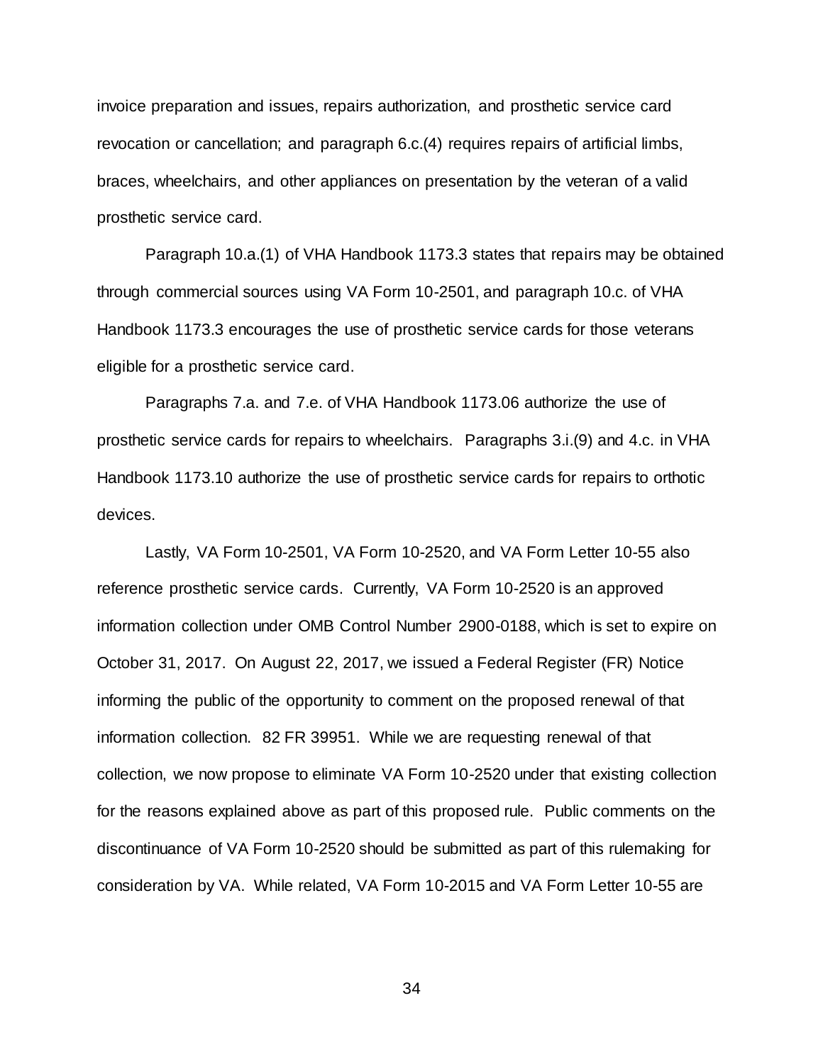invoice preparation and issues, repairs authorization, and prosthetic service card revocation or cancellation; and paragraph 6.c.(4) requires repairs of artificial limbs, braces, wheelchairs, and other appliances on presentation by the veteran of a valid prosthetic service card.

Paragraph 10.a.(1) of VHA Handbook 1173.3 states that repairs may be obtained through commercial sources using VA Form 10-2501, and paragraph 10.c. of VHA Handbook 1173.3 encourages the use of prosthetic service cards for those veterans eligible for a prosthetic service card.

Paragraphs 7.a. and 7.e. of VHA Handbook 1173.06 authorize the use of prosthetic service cards for repairs to wheelchairs. Paragraphs 3.i.(9) and 4.c. in VHA Handbook 1173.10 authorize the use of prosthetic service cards for repairs to orthotic devices.

Lastly, VA Form 10-2501, VA Form 10-2520, and VA Form Letter 10-55 also reference prosthetic service cards. Currently, VA Form 10-2520 is an approved information collection under OMB Control Number 2900-0188, which is set to expire on October 31, 2017. On August 22, 2017, we issued a Federal Register (FR) Notice informing the public of the opportunity to comment on the proposed renewal of that information collection. 82 FR 39951. While we are requesting renewal of that collection, we now propose to eliminate VA Form 10-2520 under that existing collection for the reasons explained above as part of this proposed rule. Public comments on the discontinuance of VA Form 10-2520 should be submitted as part of this rulemaking for consideration by VA. While related, VA Form 10-2015 and VA Form Letter 10-55 are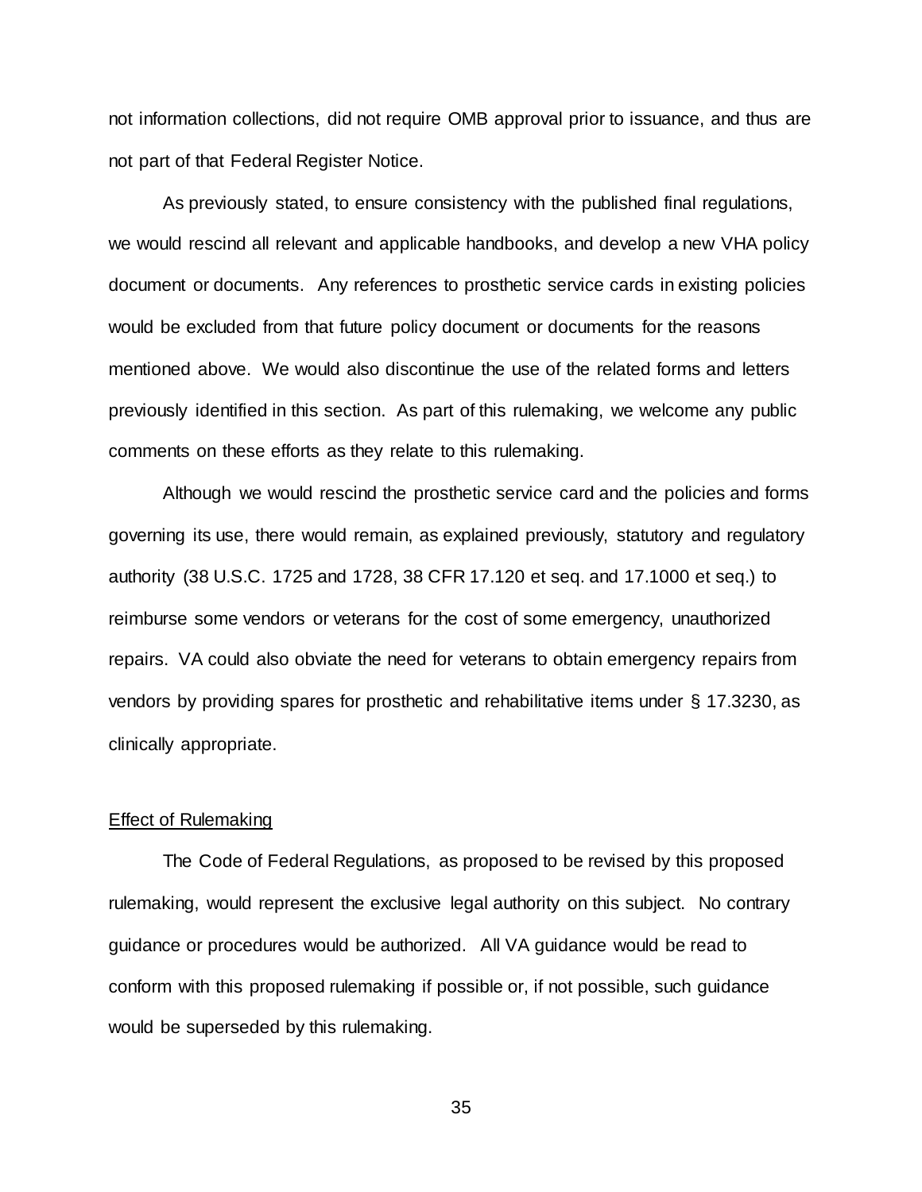not information collections, did not require OMB approval prior to issuance, and thus are not part of that Federal Register Notice.

As previously stated, to ensure consistency with the published final regulations, we would rescind all relevant and applicable handbooks, and develop a new VHA policy document or documents. Any references to prosthetic service cards in existing policies would be excluded from that future policy document or documents for the reasons mentioned above. We would also discontinue the use of the related forms and letters previously identified in this section. As part of this rulemaking, we welcome any public comments on these efforts as they relate to this rulemaking.

Although we would rescind the prosthetic service card and the policies and forms governing its use, there would remain, as explained previously, statutory and regulatory authority (38 U.S.C. 1725 and 1728, 38 CFR 17.120 et seq. and 17.1000 et seq.) to reimburse some vendors or veterans for the cost of some emergency, unauthorized repairs. VA could also obviate the need for veterans to obtain emergency repairs from vendors by providing spares for prosthetic and rehabilitative items under § 17.3230, as clinically appropriate.

<u>Effect of Rulemaking</u>

The Code of Federal Regulations, as proposed to be revised by this proposed rulemaking, would represent the exclusive legal authority on this subject. No contrary guidance or procedures would be authorized. All VA guidance would be read to conform with this proposed rulemaking if possible or, if not possible, such guidance would be superseded by this rulemaking.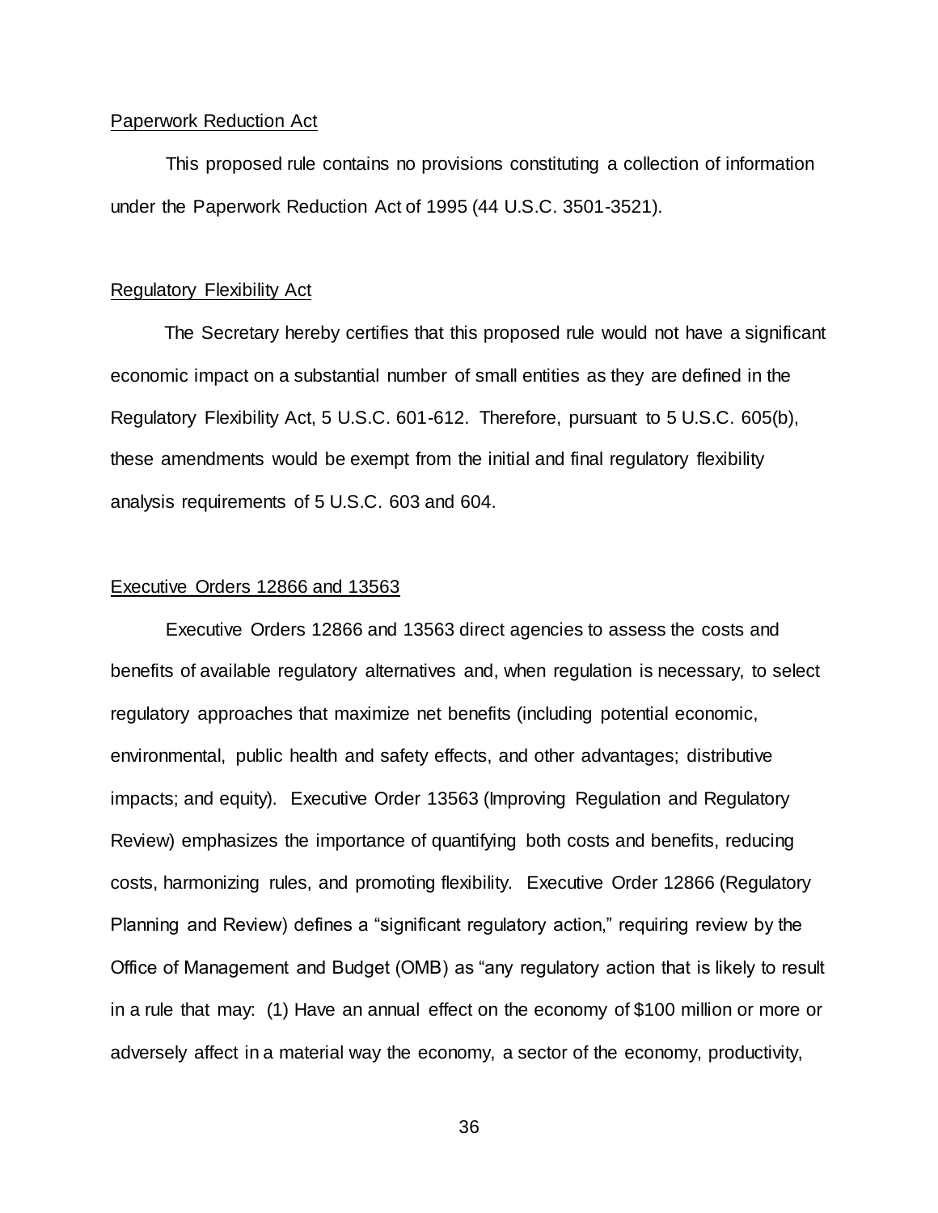## Paperwork Reduction Act

This proposed rule contains no provisions constituting a collection of information under the Paperwork Reduction Act of 1995 (44 U.S.C. 3501-3521).

## Regulatory Flexibility Act

The Secretary hereby certifies that this proposed rule would not have a significant economic impact on a substantial number of small entities as they are defined in the Regulatory Flexibility Act, 5 U.S.C. 601-612. Therefore, pursuant to 5 U.S.C. 605(b), these amendments would be exempt from the initial and final regulatory flexibility analysis requirements of 5 U.S.C. 603 and 604.

## Executive Orders 12866 and 13563

Executive Orders 12866 and 13563 direct agencies to assess the costs and benefits of available regulatory alternatives and, when regulation is necessary, to select regulatory approaches that maximize net benefits (including potential economic, environmental, public health and safety effects, and other advantages; distributive impacts; and equity). Executive Order 13563 (Improving Regulation and Regulatory Review) emphasizes the importance of quantifying both costs and benefits, reducing costs, harmonizing rules, and promoting flexibility. Executive Order 12866 (Regulatory Planning and Review) defines a "significant regulatory action," requiring review by the Office of Management and Budget (OMB) as "any regulatory action that is likely to result in a rule that may: (1) Have an annual effect on the economy of $100 million or more or adversely affect in a material way the economy, a sector of the economy, productivity,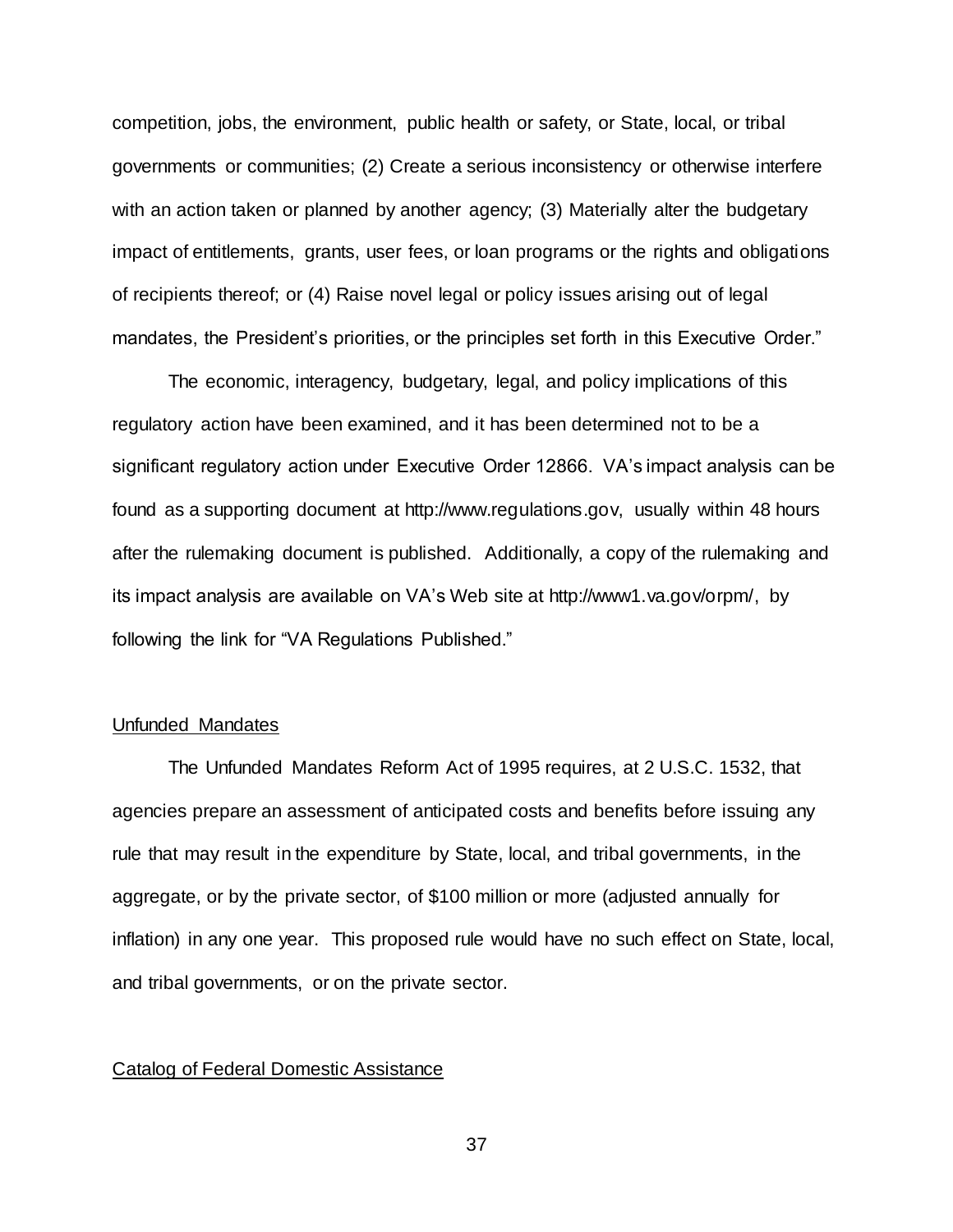competition, jobs, the environment, public health or safety, or State, local, or tribal governments or communities; (2) Create a serious inconsistency or otherwise interfere with an action taken or planned by another agency; (3) Materially alter the budgetary impact of entitlements, grants, user fees, or loan programs or the rights and obligations of recipients thereof; or (4) Raise novel legal or policy issues arising out of legal mandates, the President's priorities, or the principles set forth in this Executive Order."

The economic, interagency, budgetary, legal, and policy implications of this regulatory action have been examined, and it has been determined not to be a significant regulatory action under Executive Order 12866. VA's impact analysis can be found as a supporting document at http://www.regulations.gov, usually within 48 hours after the rulemaking document is published. Additionally, a copy of the rulemaking and its impact analysis are available on VA's Web site at http://www1.va.gov/orpm/, by following the link for "VA Regulations Published."

## Unfunded Mandates

The Unfunded Mandates Reform Act of 1995 requires, at 2 U.S.C. 1532, that agencies prepare an assessment of anticipated costs and benefits before issuing any rule that may result in the expenditure by State, local, and tribal governments, in the aggregate, or by the private sector, of $100 million or more (adjusted annually for inflation) in any one year. This proposed rule would have no such effect on State, local, and tribal governments, or on the private sector.

## Catalog of Federal Domestic Assistance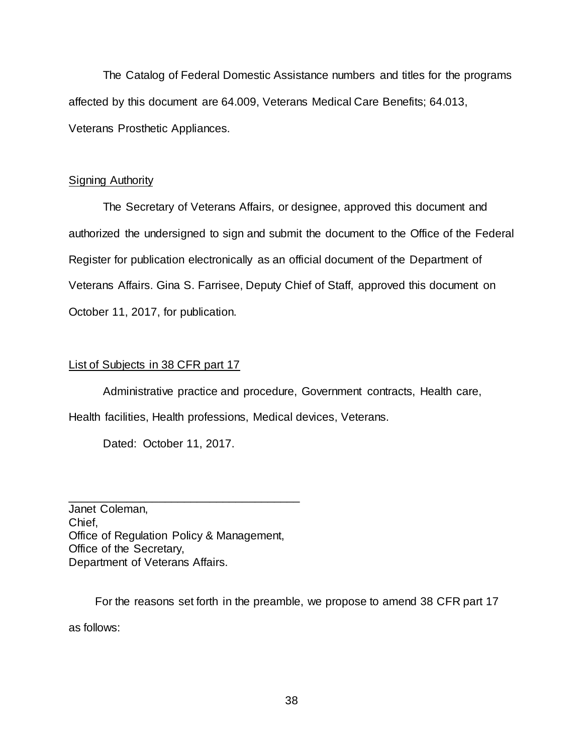The Catalog of Federal Domestic Assistance numbers and titles for the programs affected by this document are 64.009, Veterans Medical Care Benefits; 64.013, Veterans Prosthetic Appliances.

Signing Authority

The Secretary of Veterans Affairs, or designee, approved this document and authorized the undersigned to sign and submit the document to the Office of the Federal Register for publication electronically as an official document of the Department of Veterans Affairs. Gina S. Farrisee, Deputy Chief of Staff, approved this document on October 11, 2017, for publication.

List of Subjects in 38 CFR part 17

Administrative practice and procedure, Government contracts, Health care, Health facilities, Health professions, Medical devices, Veterans.

Dated: October 11, 2017.

\_\_\_\_\_\_\_\_\_\_\_\_\_\_\_\_\_\_\_\_\_\_\_\_\_\_\_\_\_\_\_\_\_\_\_\_\_\_

Janet Coleman,
Chief,
Office of Regulation Policy & Management,
Office of the Secretary,
Department of Veterans Affairs.

For the reasons set forth in the preamble, we propose to amend 38 CFR part 17 as follows: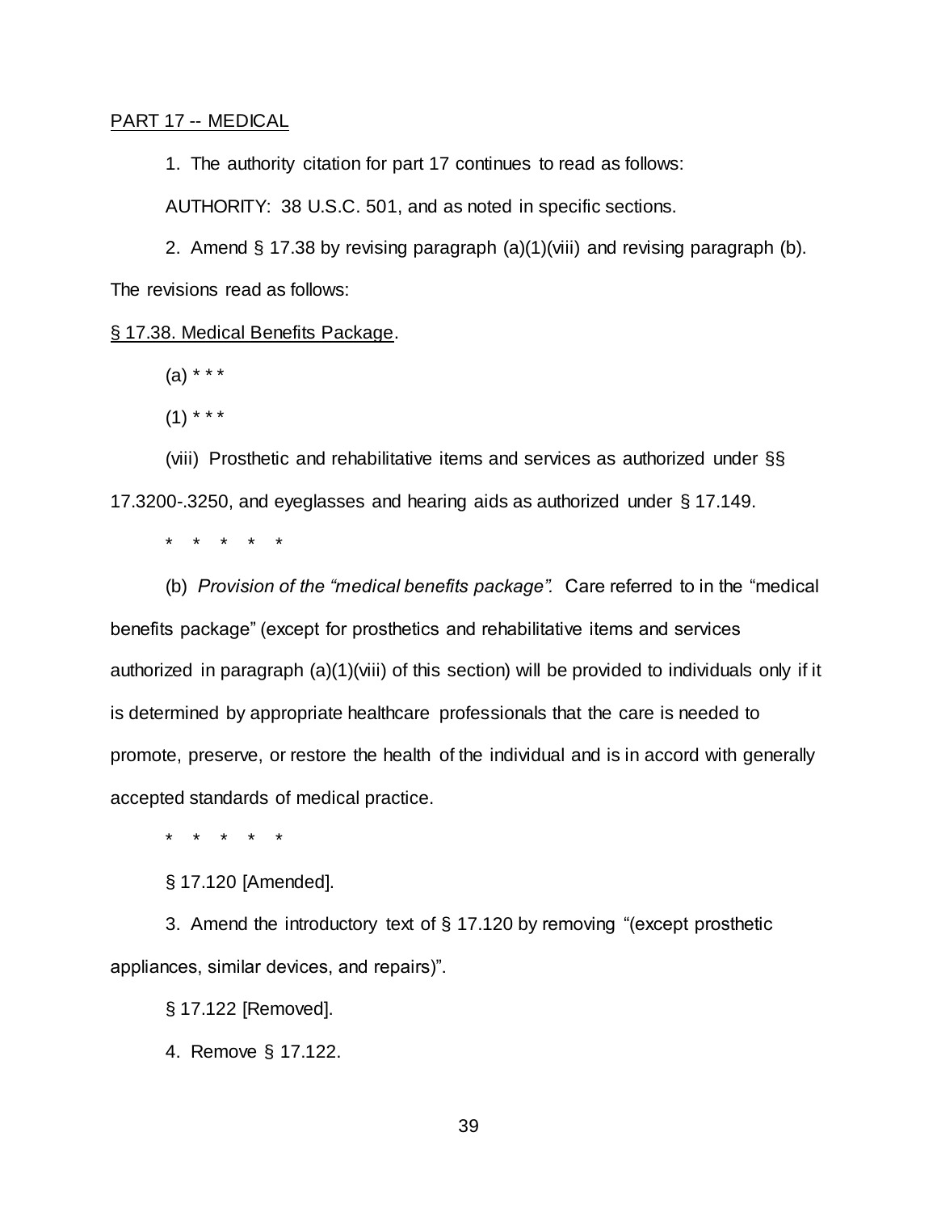PART 17 -- MEDICAL

1. The authority citation for part 17 continues to read as follows:

AUTHORITY: 38 U.S.C. 501, and as noted in specific sections.

2. Amend § 17.38 by revising paragraph (a)(1)(viii) and revising paragraph (b). The revisions read as follows:

§ 17.38. Medical Benefits Package.

(a) * * *

(1) * * *

(viii) Prosthetic and rehabilitative items and services as authorized under §§ 17.3200-.3250, and eyeglasses and hearing aids as authorized under § 17.149.

\* \* \* \* \*

(b) *Provision of the "medical benefits package".* Care referred to in the "medical benefits package" (except for prosthetics and rehabilitative items and services authorized in paragraph (a)(1)(viii) of this section) will be provided to individuals only if it is determined by appropriate healthcare professionals that the care is needed to promote, preserve, or restore the health of the individual and is in accord with generally accepted standards of medical practice.

\* \* \* \* \*

§ 17.120 [Amended].

3. Amend the introductory text of § 17.120 by removing "(except prosthetic appliances, similar devices, and repairs)".

§ 17.122 [Removed].

4. Remove § 17.122.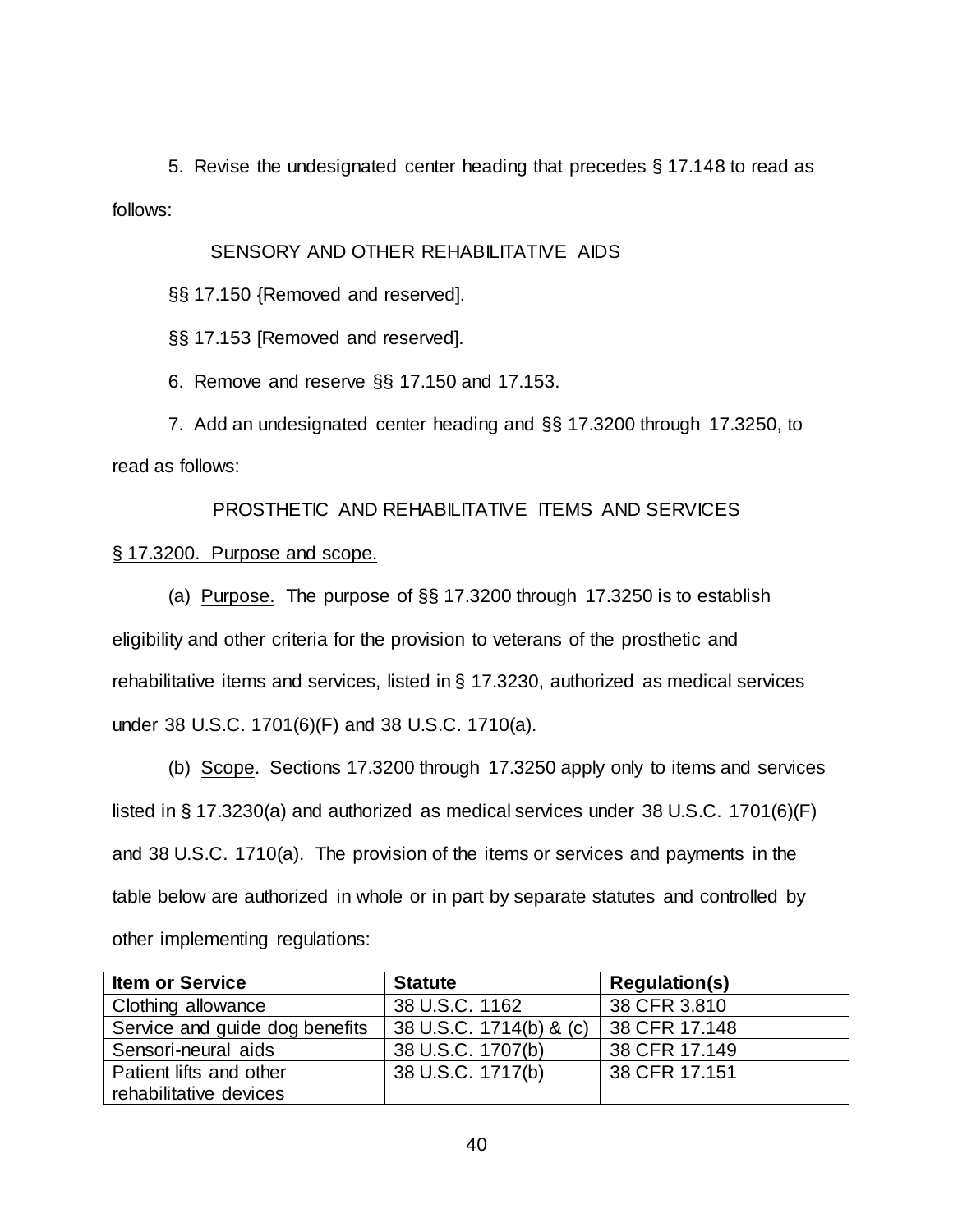5. Revise the undesignated center heading that precedes § 17.148 to read as follows:

SENSORY AND OTHER REHABILITATIVE AIDS

§§ 17.150 {Removed and reserved].

§§ 17.153 [Removed and reserved].

6. Remove and reserve §§ 17.150 and 17.153.

7. Add an undesignated center heading and §§ 17.3200 through 17.3250, to read as follows:

PROSTHETIC AND REHABILITATIVE ITEMS AND SERVICES

§ 17.3200. Purpose and scope.

(a) Purpose. The purpose of §§ 17.3200 through 17.3250 is to establish eligibility and other criteria for the provision to veterans of the prosthetic and rehabilitative items and services, listed in § 17.3230, authorized as medical services under 38 U.S.C. 1701(6)(F) and 38 U.S.C. 1710(a).

(b) Scope. Sections 17.3200 through 17.3250 apply only to items and services listed in § 17.3230(a) and authorized as medical services under 38 U.S.C. 1701(6)(F) and 38 U.S.C. 1710(a). The provision of the items or services and payments in the table below are authorized in whole or in part by separate statutes and controlled by other implementing regulations:

| Item or Service | Statute | Regulation(s) |
|---|---|---|
| Clothing allowance | 38 U.S.C. 1162 | 38 CFR 3.810 |
| Service and guide dog benefits | 38 U.S.C. 1714(b) & (c) | 38 CFR 17.148 |
| Sensori-neural aids | 38 U.S.C. 1707(b) | 38 CFR 17.149 |
| Patient lifts and other rehabilitative devices | 38 U.S.C. 1717(b) | 38 CFR 17.151 |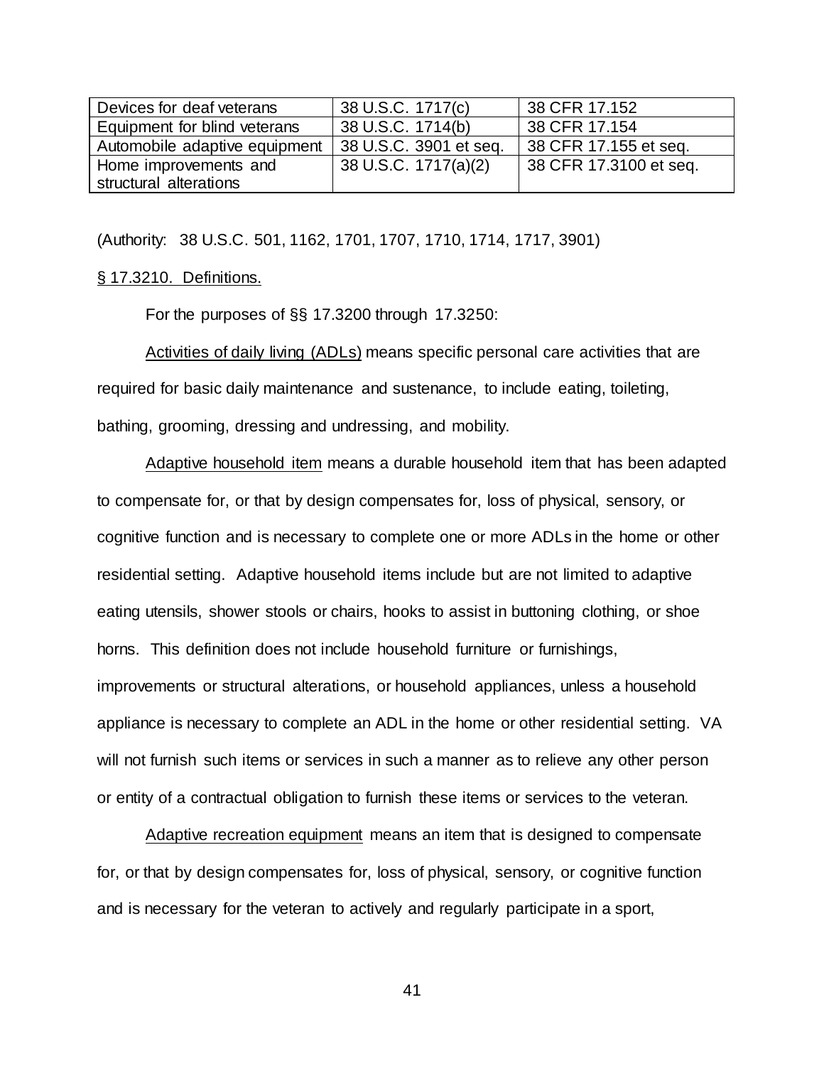| Devices for deaf veterans | 38 U.S.C. 1717(c) | 38 CFR 17.152 |
|---|---|---|
| Equipment for blind veterans | 38 U.S.C. 1714(b) | 38 CFR 17.154 |
| Automobile adaptive equipment | 38 U.S.C. 3901 et seq. | 38 CFR 17.155 et seq. |
| Home improvements and structural alterations | 38 U.S.C. 1717(a)(2) | 38 CFR 17.3100 et seq. |

(Authority: 38 U.S.C. 501, 1162, 1701, 1707, 1710, 1714, 1717, 3901)

§ 17.3210. Definitions.

For the purposes of §§ 17.3200 through 17.3250:

Activities of daily living (ADLs) means specific personal care activities that are required for basic daily maintenance and sustenance, to include eating, toileting, bathing, grooming, dressing and undressing, and mobility.

Adaptive household item means a durable household item that has been adapted to compensate for, or that by design compensates for, loss of physical, sensory, or cognitive function and is necessary to complete one or more ADLs in the home or other residential setting. Adaptive household items include but are not limited to adaptive eating utensils, shower stools or chairs, hooks to assist in buttoning clothing, or shoe horns. This definition does not include household furniture or furnishings, improvements or structural alterations, or household appliances, unless a household appliance is necessary to complete an ADL in the home or other residential setting. VA will not furnish such items or services in such a manner as to relieve any other person or entity of a contractual obligation to furnish these items or services to the veteran.

Adaptive recreation equipment means an item that is designed to compensate for, or that by design compensates for, loss of physical, sensory, or cognitive function and is necessary for the veteran to actively and regularly participate in a sport,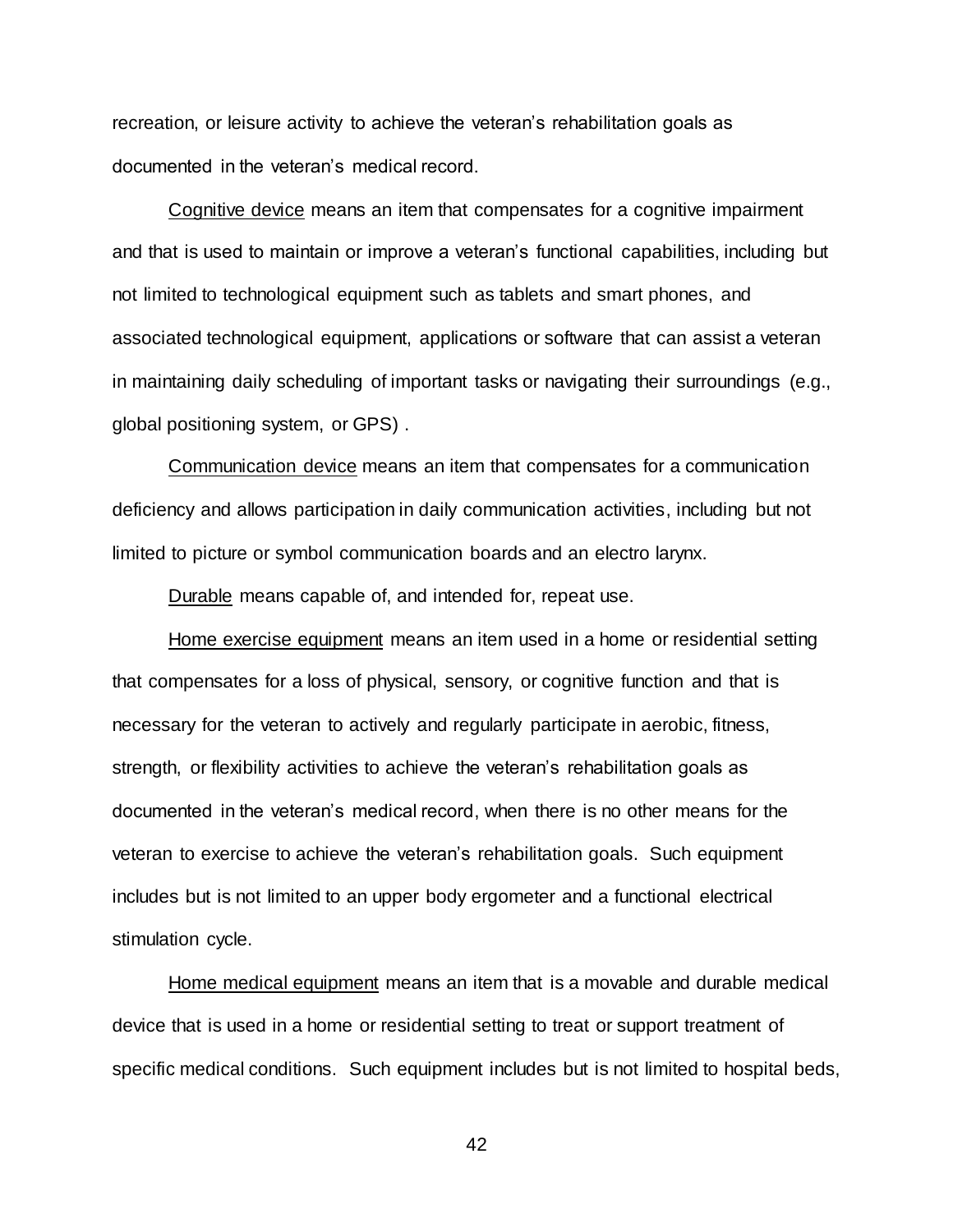recreation, or leisure activity to achieve the veteran's rehabilitation goals as documented in the veteran's medical record.

<u>Cognitive device</u> means an item that compensates for a cognitive impairment and that is used to maintain or improve a veteran's functional capabilities, including but not limited to technological equipment such as tablets and smart phones, and associated technological equipment, applications or software that can assist a veteran in maintaining daily scheduling of important tasks or navigating their surroundings (e.g., global positioning system, or GPS) .

<u>Communication device</u> means an item that compensates for a communication deficiency and allows participation in daily communication activities, including but not limited to picture or symbol communication boards and an electro larynx.

<u>Durable</u> means capable of, and intended for, repeat use.

<u>Home exercise equipment</u> means an item used in a home or residential setting that compensates for a loss of physical, sensory, or cognitive function and that is necessary for the veteran to actively and regularly participate in aerobic, fitness, strength, or flexibility activities to achieve the veteran's rehabilitation goals as documented in the veteran's medical record, when there is no other means for the veteran to exercise to achieve the veteran's rehabilitation goals. Such equipment includes but is not limited to an upper body ergometer and a functional electrical stimulation cycle.

<u>Home medical equipment</u> means an item that is a movable and durable medical device that is used in a home or residential setting to treat or support treatment of specific medical conditions. Such equipment includes but is not limited to hospital beds,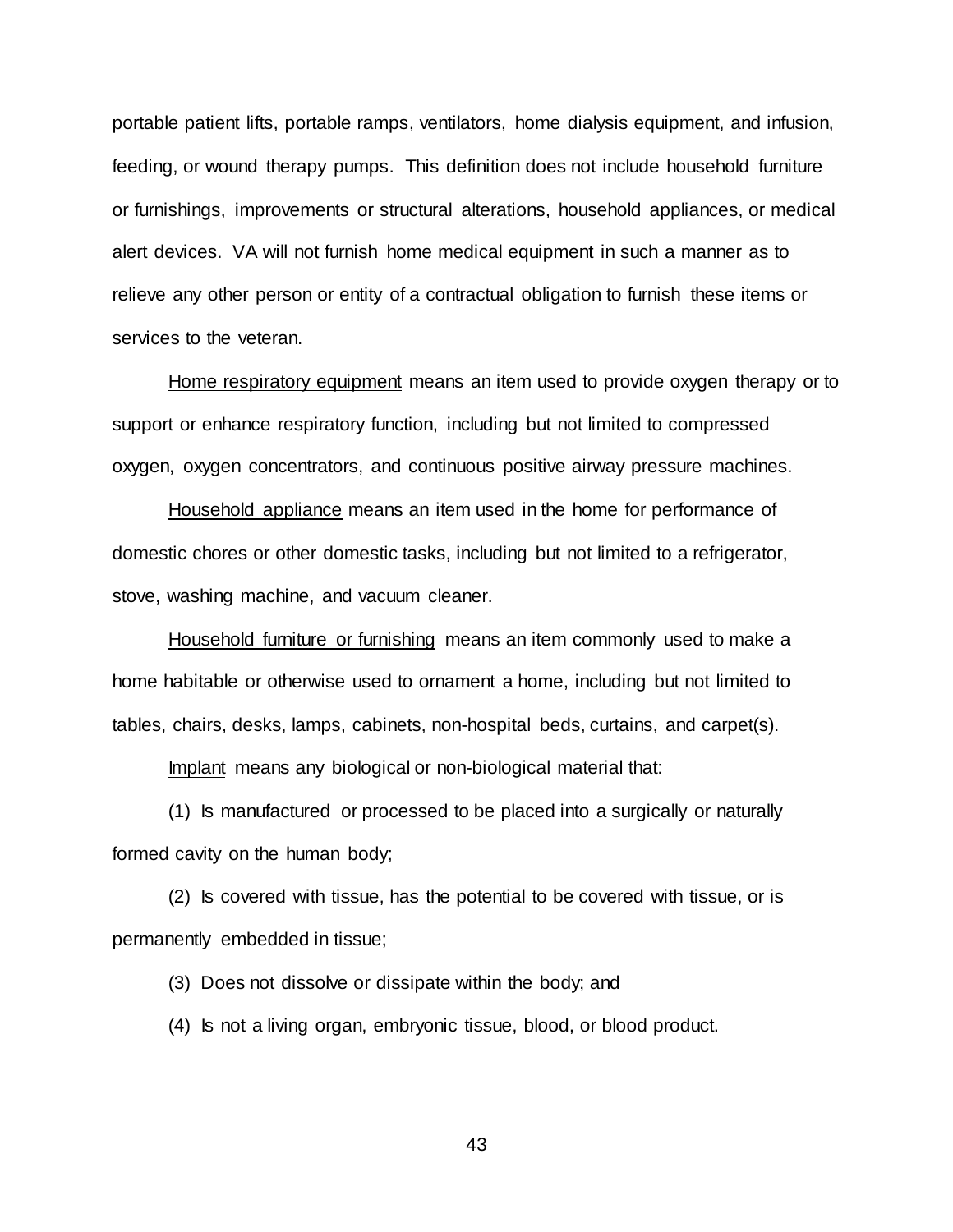portable patient lifts, portable ramps, ventilators, home dialysis equipment, and infusion, feeding, or wound therapy pumps. This definition does not include household furniture or furnishings, improvements or structural alterations, household appliances, or medical alert devices. VA will not furnish home medical equipment in such a manner as to relieve any other person or entity of a contractual obligation to furnish these items or services to the veteran.

Home respiratory equipment means an item used to provide oxygen therapy or to support or enhance respiratory function, including but not limited to compressed oxygen, oxygen concentrators, and continuous positive airway pressure machines.

Household appliance means an item used in the home for performance of domestic chores or other domestic tasks, including but not limited to a refrigerator, stove, washing machine, and vacuum cleaner.

Household furniture or furnishing means an item commonly used to make a home habitable or otherwise used to ornament a home, including but not limited to tables, chairs, desks, lamps, cabinets, non-hospital beds, curtains, and carpet(s).

Implant means any biological or non-biological material that:

(1) Is manufactured or processed to be placed into a surgically or naturally formed cavity on the human body;

(2) Is covered with tissue, has the potential to be covered with tissue, or is permanently embedded in tissue;

(3) Does not dissolve or dissipate within the body; and

(4) Is not a living organ, embryonic tissue, blood, or blood product.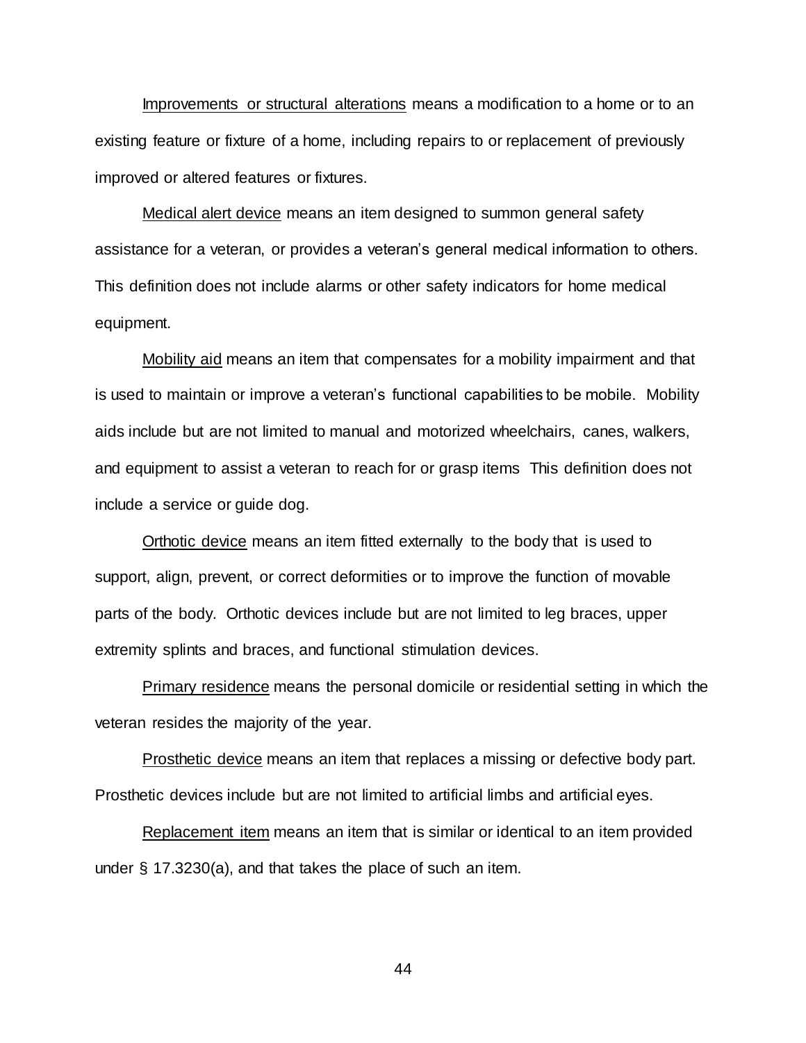Improvements or structural alterations means a modification to a home or to an existing feature or fixture of a home, including repairs to or replacement of previously improved or altered features or fixtures.

Medical alert device means an item designed to summon general safety assistance for a veteran, or provides a veteran's general medical information to others. This definition does not include alarms or other safety indicators for home medical equipment.

Mobility aid means an item that compensates for a mobility impairment and that is used to maintain or improve a veteran's functional capabilities to be mobile. Mobility aids include but are not limited to manual and motorized wheelchairs, canes, walkers, and equipment to assist a veteran to reach for or grasp items This definition does not include a service or guide dog.

Orthotic device means an item fitted externally to the body that is used to support, align, prevent, or correct deformities or to improve the function of movable parts of the body. Orthotic devices include but are not limited to leg braces, upper extremity splints and braces, and functional stimulation devices.

Primary residence means the personal domicile or residential setting in which the veteran resides the majority of the year.

Prosthetic device means an item that replaces a missing or defective body part. Prosthetic devices include but are not limited to artificial limbs and artificial eyes.

Replacement item means an item that is similar or identical to an item provided under § 17.3230(a), and that takes the place of such an item.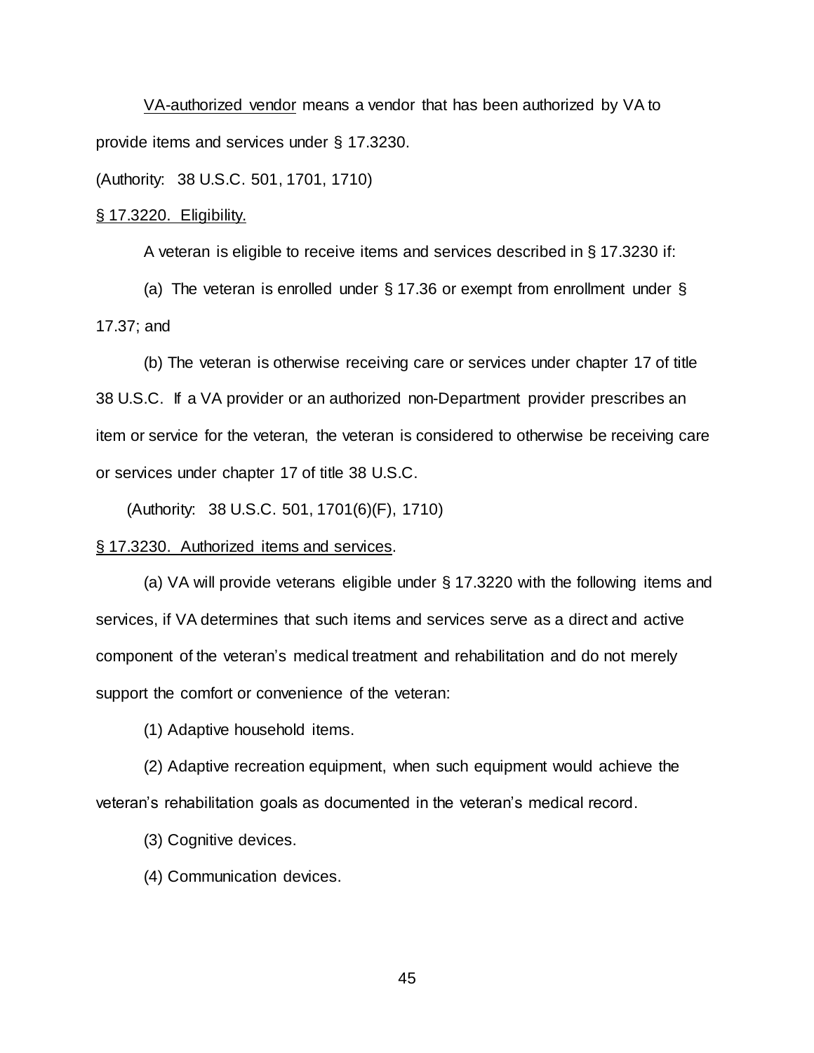VA-authorized vendor means a vendor that has been authorized by VA to provide items and services under § 17.3230.

(Authority: 38 U.S.C. 501, 1701, 1710)

§ 17.3220. Eligibility.

A veteran is eligible to receive items and services described in § 17.3230 if:

(a) The veteran is enrolled under § 17.36 or exempt from enrollment under § 17.37; and

(b) The veteran is otherwise receiving care or services under chapter 17 of title 38 U.S.C. If a VA provider or an authorized non-Department provider prescribes an item or service for the veteran, the veteran is considered to otherwise be receiving care or services under chapter 17 of title 38 U.S.C.

(Authority: 38 U.S.C. 501, 1701(6)(F), 1710)

§ 17.3230. Authorized items and services.

(a) VA will provide veterans eligible under § 17.3220 with the following items and services, if VA determines that such items and services serve as a direct and active component of the veteran's medical treatment and rehabilitation and do not merely support the comfort or convenience of the veteran:

(1) Adaptive household items.

(2) Adaptive recreation equipment, when such equipment would achieve the veteran's rehabilitation goals as documented in the veteran's medical record.

(3) Cognitive devices.

(4) Communication devices.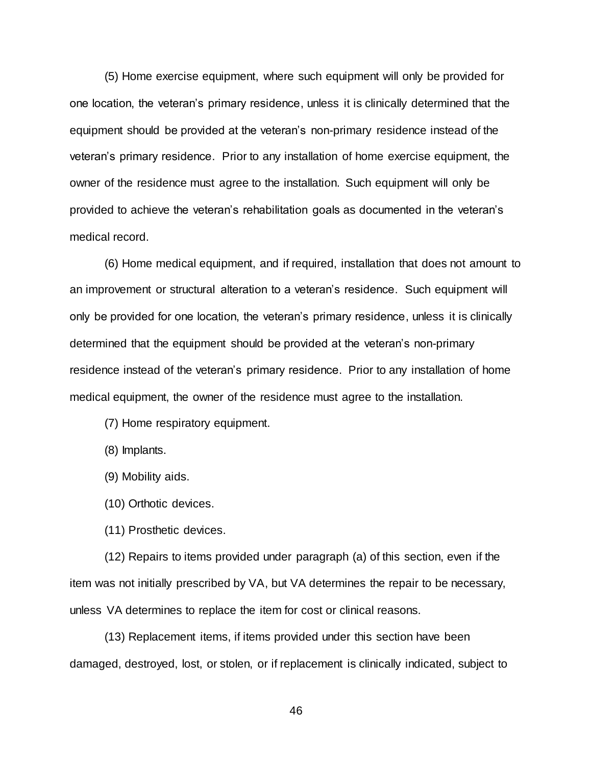(5) Home exercise equipment, where such equipment will only be provided for one location, the veteran's primary residence, unless it is clinically determined that the equipment should be provided at the veteran's non-primary residence instead of the veteran's primary residence. Prior to any installation of home exercise equipment, the owner of the residence must agree to the installation. Such equipment will only be provided to achieve the veteran's rehabilitation goals as documented in the veteran's medical record.

(6) Home medical equipment, and if required, installation that does not amount to an improvement or structural alteration to a veteran's residence. Such equipment will only be provided for one location, the veteran's primary residence, unless it is clinically determined that the equipment should be provided at the veteran's non-primary residence instead of the veteran's primary residence. Prior to any installation of home medical equipment, the owner of the residence must agree to the installation.

(7) Home respiratory equipment.

(8) Implants.

(9) Mobility aids.

(10) Orthotic devices.

(11) Prosthetic devices.

(12) Repairs to items provided under paragraph (a) of this section, even if the item was not initially prescribed by VA, but VA determines the repair to be necessary, unless VA determines to replace the item for cost or clinical reasons.

(13) Replacement items, if items provided under this section have been damaged, destroyed, lost, or stolen, or if replacement is clinically indicated, subject to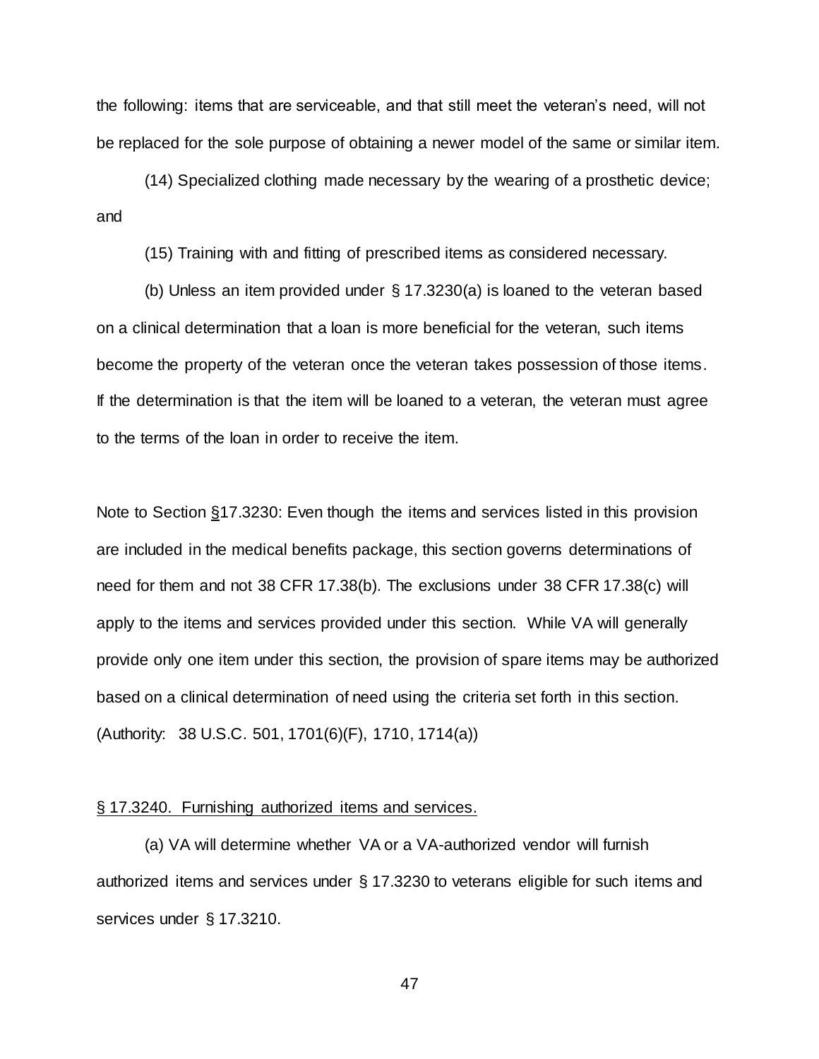the following: items that are serviceable, and that still meet the veteran's need, will not be replaced for the sole purpose of obtaining a newer model of the same or similar item.

(14) Specialized clothing made necessary by the wearing of a prosthetic device; and

(15) Training with and fitting of prescribed items as considered necessary.

(b) Unless an item provided under § 17.3230(a) is loaned to the veteran based on a clinical determination that a loan is more beneficial for the veteran, such items become the property of the veteran once the veteran takes possession of those items. If the determination is that the item will be loaned to a veteran, the veteran must agree to the terms of the loan in order to receive the item.

Note to Section §17.3230: Even though the items and services listed in this provision are included in the medical benefits package, this section governs determinations of need for them and not 38 CFR 17.38(b). The exclusions under 38 CFR 17.38(c) will apply to the items and services provided under this section. While VA will generally provide only one item under this section, the provision of spare items may be authorized based on a clinical determination of need using the criteria set forth in this section.
(Authority: 38 U.S.C. 501, 1701(6)(F), 1710, 1714(a))

§ 17.3240. Furnishing authorized items and services.

(a) VA will determine whether VA or a VA-authorized vendor will furnish authorized items and services under § 17.3230 to veterans eligible for such items and services under § 17.3210.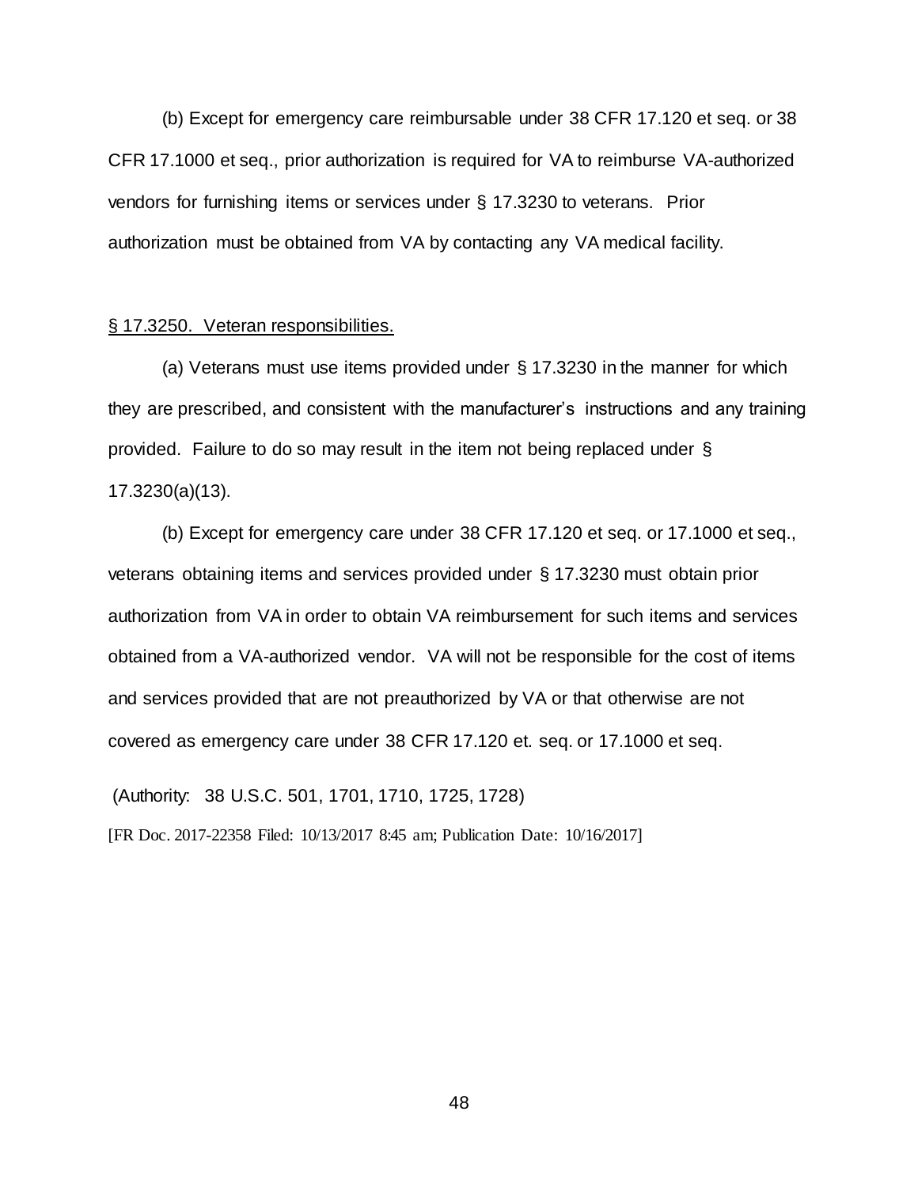(b) Except for emergency care reimbursable under 38 CFR 17.120 et seq. or 38 CFR 17.1000 et seq., prior authorization is required for VA to reimburse VA-authorized vendors for furnishing items or services under § 17.3230 to veterans. Prior authorization must be obtained from VA by contacting any VA medical facility.

§ 17.3250. Veteran responsibilities.

(a) Veterans must use items provided under § 17.3230 in the manner for which they are prescribed, and consistent with the manufacturer's instructions and any training provided. Failure to do so may result in the item not being replaced under § 17.3230(a)(13).

(b) Except for emergency care under 38 CFR 17.120 et seq. or 17.1000 et seq., veterans obtaining items and services provided under § 17.3230 must obtain prior authorization from VA in order to obtain VA reimbursement for such items and services obtained from a VA-authorized vendor. VA will not be responsible for the cost of items and services provided that are not preauthorized by VA or that otherwise are not covered as emergency care under 38 CFR 17.120 et. seq. or 17.1000 et seq.

(Authority: 38 U.S.C. 501, 1701, 1710, 1725, 1728)

[FR Doc. 2017-22358 Filed: 10/13/2017 8:45 am; Publication Date: 10/16/2017]